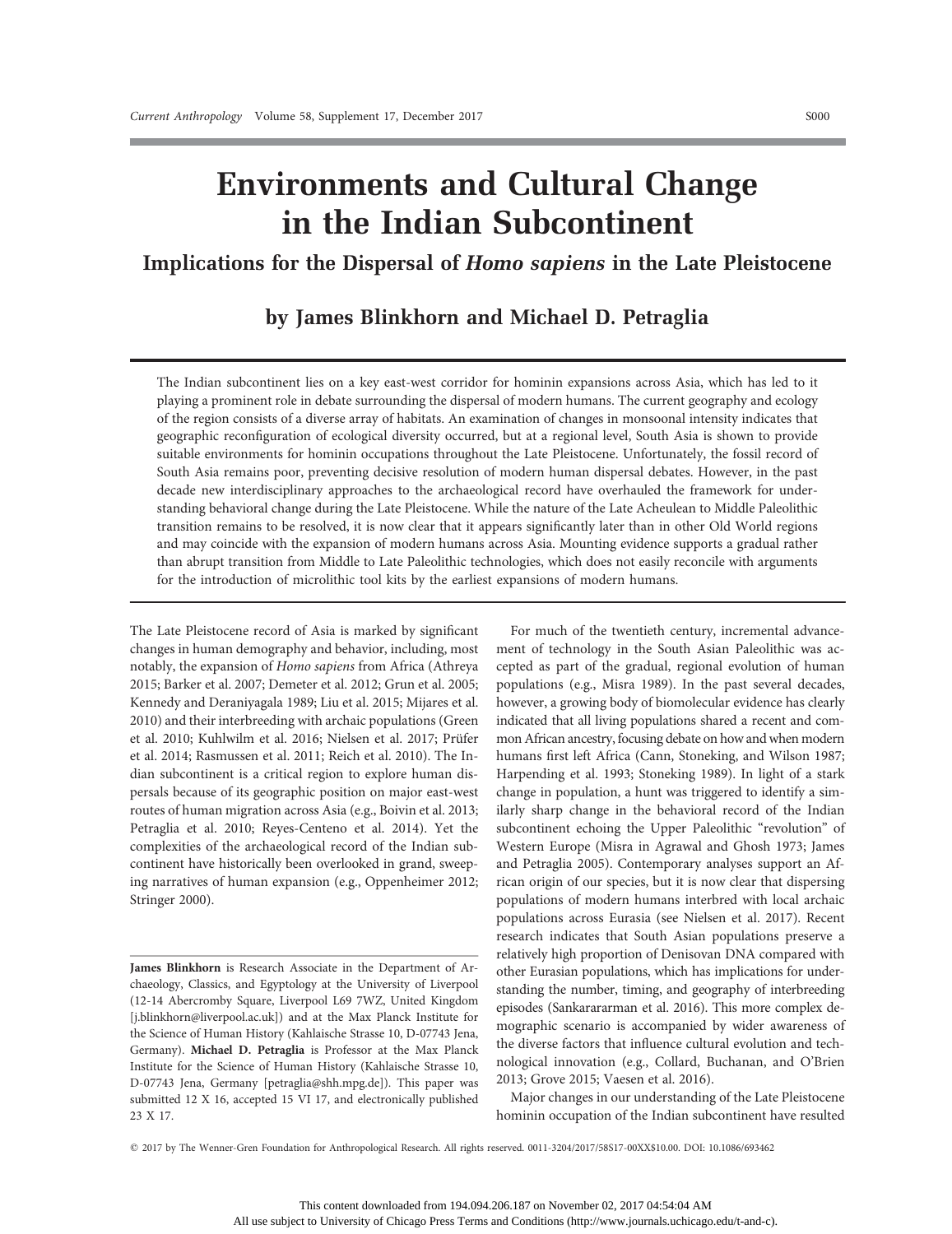# Environments and Cultural Change in the Indian Subcontinent

## Implications for the Dispersal of *Homo sapiens* in the Late Pleistocene

### by James Blinkhorn and Michael D. Petraglia

The Indian subcontinent lies on a key east-west corridor for hominin expansions across Asia, which has led to it playing a prominent role in debate surrounding the dispersal of modern humans. The current geography and ecology of the region consists of a diverse array of habitats. An examination of changes in monsoonal intensity indicates that geographic reconfiguration of ecological diversity occurred, but at a regional level, South Asia is shown to provide suitable environments for hominin occupations throughout the Late Pleistocene. Unfortunately, the fossil record of South Asia remains poor, preventing decisive resolution of modern human dispersal debates. However, in the past decade new interdisciplinary approaches to the archaeological record have overhauled the framework for understanding behavioral change during the Late Pleistocene. While the nature of the Late Acheulean to Middle Paleolithic transition remains to be resolved, it is now clear that it appears significantly later than in other Old World regions and may coincide with the expansion of modern humans across Asia. Mounting evidence supports a gradual rather than abrupt transition from Middle to Late Paleolithic technologies, which does not easily reconcile with arguments for the introduction of microlithic tool kits by the earliest expansions of modern humans.

The Late Pleistocene record of Asia is marked by significant changes in human demography and behavior, including, most notably, the expansion of *Homo sapiens* from Africa (Athreya 2015; Barker et al. 2007; Demeter et al. 2012; Grun et al. 2005; Kennedy and Deraniyagala 1989; Liu et al. 2015; Mijares et al. 2010) and their interbreeding with archaic populations (Green et al. 2010; Kuhlwilm et al. 2016; Nielsen et al. 2017; Prüfer et al. 2014; Rasmussen et al. 2011; Reich et al. 2010). The Indian subcontinent is a critical region to explore human dispersals because of its geographic position on major east-west routes of human migration across Asia (e.g., Boivin et al. 2013; Petraglia et al. 2010; Reyes-Centeno et al. 2014). Yet the complexities of the archaeological record of the Indian subcontinent have historically been overlooked in grand, sweeping narratives of human expansion (e.g., Oppenheimer 2012; Stringer 2000).

For much of the twentieth century, incremental advancement of technology in the South Asian Paleolithic was accepted as part of the gradual, regional evolution of human populations (e.g., Misra 1989). In the past several decades, however, a growing body of biomolecular evidence has clearly indicated that all living populations shared a recent and common African ancestry, focusing debate on how and when modern humans first left Africa (Cann, Stoneking, and Wilson 1987; Harpending et al. 1993; Stoneking 1989). In light of a stark change in population, a hunt was triggered to identify a similarly sharp change in the behavioral record of the Indian subcontinent echoing the Upper Paleolithic "revolution" of Western Europe (Misra in Agrawal and Ghosh 1973; James and Petraglia 2005). Contemporary analyses support an African origin of our species, but it is now clear that dispersing populations of modern humans interbred with local archaic populations across Eurasia (see Nielsen et al. 2017). Recent research indicates that South Asian populations preserve a relatively high proportion of Denisovan DNA compared with other Eurasian populations, which has implications for understanding the number, timing, and geography of interbreeding episodes (Sankararararman et al. 2016). This more complex demographic scenario is accompanied by wider awareness of the diverse factors that influence cultural evolution and technological innovation (e.g., Collard, Buchanan, and O'Brien 2013; Grove 2015; Vaesen et al. 2016).

Major changes in our understanding of the Late Pleistocene hominin occupation of the Indian subcontinent have resulted

**James Blinkhorn** is Research Associate in the Department of Archaeology, Classics, and Egyptology at the University of Liverpool (12-14 Abercromby Square, Liverpool L69 7WZ, United Kingdom [j.blinkhorn@liverpool.ac.uk]) and at the Max Planck Institute for the Science of Human History (Kahlaische Strasse 10, D-07743 Jena, Germany). **Michael D. Petraglia** is Professor at the Max Planck Institute for the Science of Human History (Kahlaische Strasse 10, D-07743 Jena, Germany [petraglia@shh.mpg.de]). This paper was submitted 12 X 16, accepted 15 VI 17, and electronically published 23 X 17.

© 2017 by The Wenner-Gren Foundation for Anthropological Research. All rights reserved. 0011-3204/2017/58S17-00XX$10.00. DOI: 10.1086/693462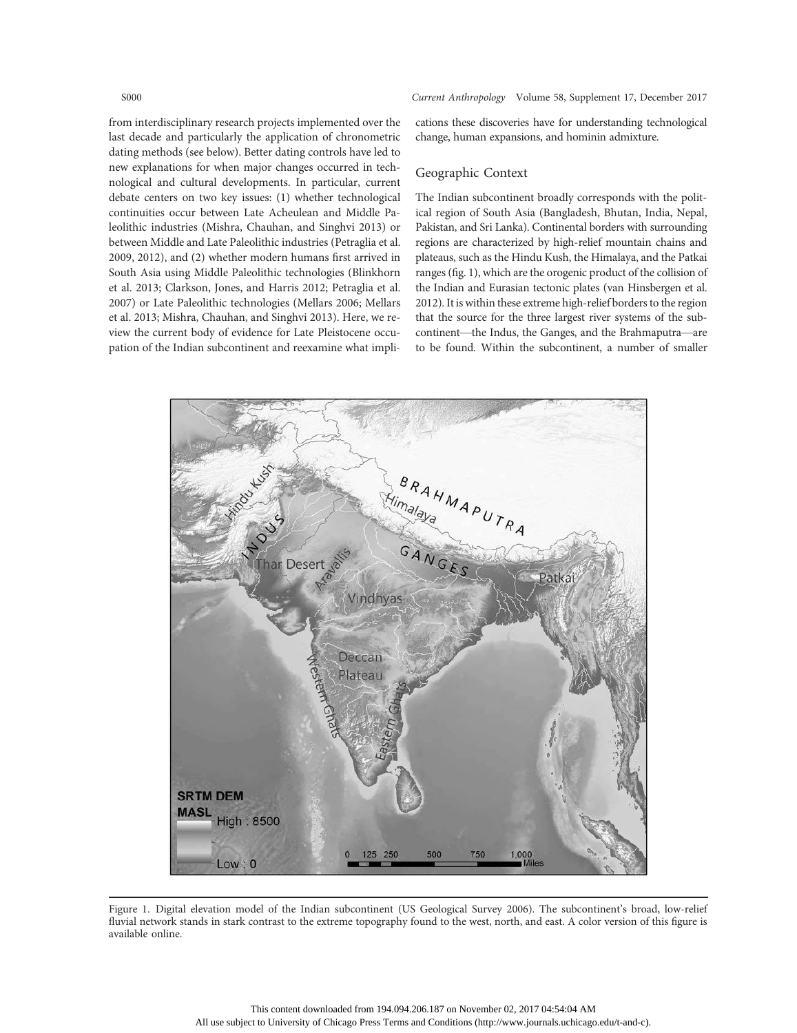from interdisciplinary research projects implemented over the last decade and particularly the application of chronometric dating methods (see below). Better dating controls have led to new explanations for when major changes occurred in technological and cultural developments. In particular, current debate centers on two key issues: (1) whether technological continuities occur between Late Acheulean and Middle Paleolithic industries (Mishra, Chauhan, and Singhvi 2013) or between Middle and Late Paleolithic industries (Petraglia et al. 2009, 2012), and (2) whether modern humans first arrived in South Asia using Middle Paleolithic technologies (Blinkhorn et al. 2013; Clarkson, Jones, and Harris 2012; Petraglia et al. 2007) or Late Paleolithic technologies (Mellars 2006; Mellars et al. 2013; Mishra, Chauhan, and Singhvi 2013). Here, we review the current body of evidence for Late Pleistocene occupation of the Indian subcontinent and reexamine what implications these discoveries have for understanding technological change, human expansions, and hominin admixture.

## Geographic Context

The Indian subcontinent broadly corresponds with the political region of South Asia (Bangladesh, Bhutan, India, Nepal, Pakistan, and Sri Lanka). Continental borders with surrounding regions are characterized by high-relief mountain chains and plateaus, such as the Hindu Kush, the Himalaya, and the Patkai ranges (fig. 1), which are the orogenic product of the collision of the Indian and Eurasian tectonic plates (van Hinsbergen et al. 2012). It is within these extreme high-relief borders to the region that the source for the three largest river systems of the subcontinent—the Indus, the Ganges, and the Brahmaputra—are to be found. Within the subcontinent, a number of smaller

Figure 1. Digital elevation model of the Indian subcontinent (US Geological Survey 2006). The subcontinent's broad, low-relief fluvial network stands in stark contrast to the extreme topography found to the west, north, and east. A color version of this figure is available online.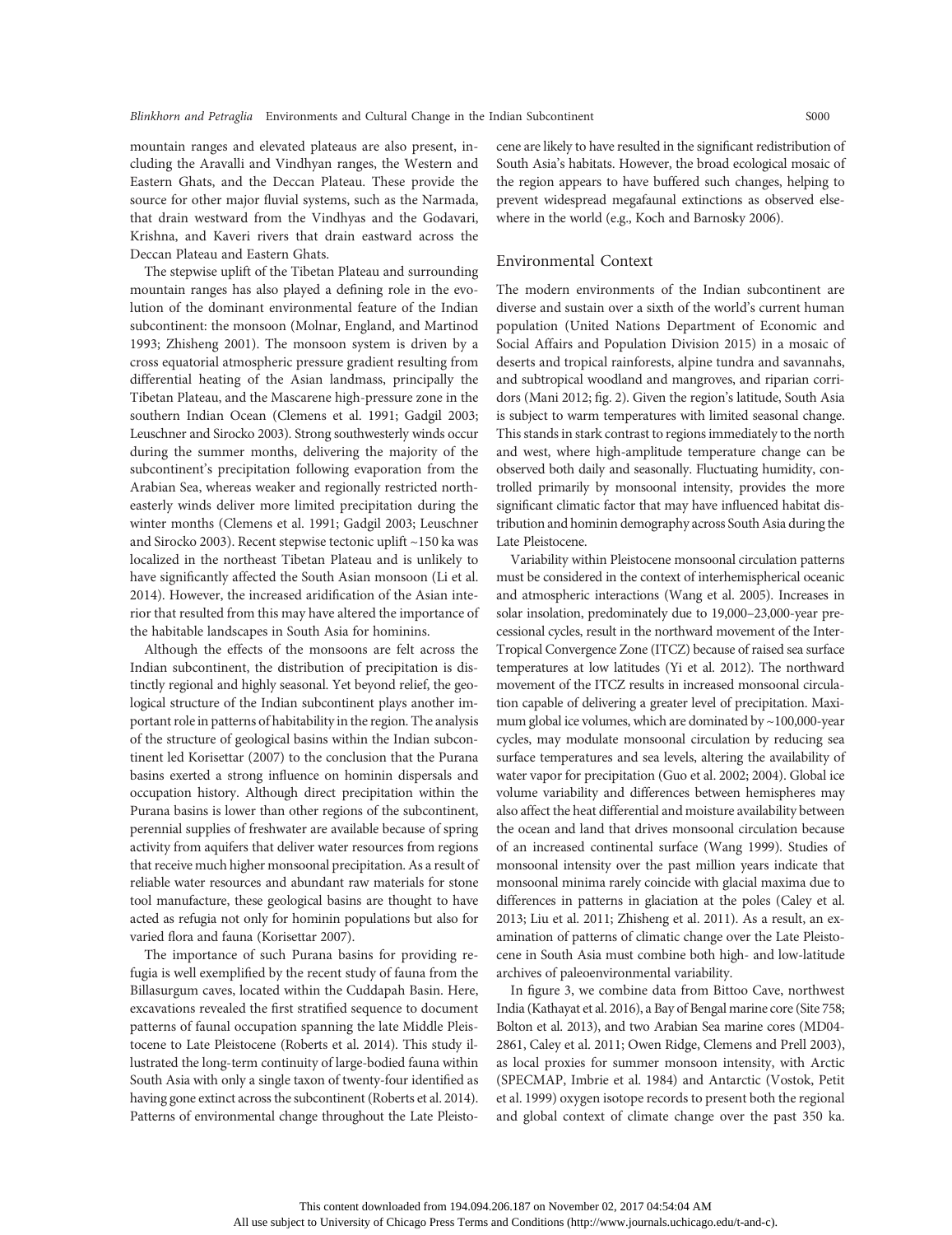mountain ranges and elevated plateaus are also present, including the Aravalli and Vindhyan ranges, the Western and Eastern Ghats, and the Deccan Plateau. These provide the source for other major fluvial systems, such as the Narmada, that drain westward from the Vindhyas and the Godavari, Krishna, and Kaveri rivers that drain eastward across the Deccan Plateau and Eastern Ghats.

The stepwise uplift of the Tibetan Plateau and surrounding mountain ranges has also played a defining role in the evolution of the dominant environmental feature of the Indian subcontinent: the monsoon (Molnar, England, and Martinod 1993; Zhisheng 2001). The monsoon system is driven by a cross equatorial atmospheric pressure gradient resulting from differential heating of the Asian landmass, principally the Tibetan Plateau, and the Mascarene high-pressure zone in the southern Indian Ocean (Clemens et al. 1991; Gadgil 2003; Leuschner and Sirocko 2003). Strong southwesterly winds occur during the summer months, delivering the majority of the subcontinent's precipitation following evaporation from the Arabian Sea, whereas weaker and regionally restricted northeasterly winds deliver more limited precipitation during the winter months (Clemens et al. 1991; Gadgil 2003; Leuschner and Sirocko 2003). Recent stepwise tectonic uplift ~150 ka was localized in the northeast Tibetan Plateau and is unlikely to have significantly affected the South Asian monsoon (Li et al. 2014). However, the increased aridification of the Asian interior that resulted from this may have altered the importance of the habitable landscapes in South Asia for hominins.

Although the effects of the monsoons are felt across the Indian subcontinent, the distribution of precipitation is distinctly regional and highly seasonal. Yet beyond relief, the geological structure of the Indian subcontinent plays another important role in patterns of habitability in the region. The analysis of the structure of geological basins within the Indian subcontinent led Korisettar (2007) to the conclusion that the Purana basins exerted a strong influence on hominin dispersals and occupation history. Although direct precipitation within the Purana basins is lower than other regions of the subcontinent, perennial supplies of freshwater are available because of spring activity from aquifers that deliver water resources from regions that receive much higher monsoonal precipitation. As a result of reliable water resources and abundant raw materials for stone tool manufacture, these geological basins are thought to have acted as refugia not only for hominin populations but also for varied flora and fauna (Korisettar 2007).

The importance of such Purana basins for providing refugia is well exemplified by the recent study of fauna from the Billasurgum caves, located within the Cuddapah Basin. Here, excavations revealed the first stratified sequence to document patterns of faunal occupation spanning the late Middle Pleistocene to Late Pleistocene (Roberts et al. 2014). This study illustrated the long-term continuity of large-bodied fauna within South Asia with only a single taxon of twenty-four identified as having gone extinct across the subcontinent (Roberts et al. 2014). Patterns of environmental change throughout the Late Pleistocene are likely to have resulted in the significant redistribution of South Asia's habitats. However, the broad ecological mosaic of the region appears to have buffered such changes, helping to prevent widespread megafaunal extinctions as observed elsewhere in the world (e.g., Koch and Barnosky 2006).

## Environmental Context

The modern environments of the Indian subcontinent are diverse and sustain over a sixth of the world's current human population (United Nations Department of Economic and Social Affairs and Population Division 2015) in a mosaic of deserts and tropical rainforests, alpine tundra and savannahs, and subtropical woodland and mangroves, and riparian corridors (Mani 2012; fig. 2). Given the region's latitude, South Asia is subject to warm temperatures with limited seasonal change. This stands in stark contrast to regions immediately to the north and west, where high-amplitude temperature change can be observed both daily and seasonally. Fluctuating humidity, controlled primarily by monsoonal intensity, provides the more significant climatic factor that may have influenced habitat distribution and hominin demography across South Asia during the Late Pleistocene.

Variability within Pleistocene monsoonal circulation patterns must be considered in the context of interhemispherical oceanic and atmospheric interactions (Wang et al. 2005). Increases in solar insolation, predominately due to 19,000–23,000-year precessional cycles, result in the northward movement of the Inter-Tropical Convergence Zone (ITCZ) because of raised sea surface temperatures at low latitudes (Yi et al. 2012). The northward movement of the ITCZ results in increased monsoonal circulation capable of delivering a greater level of precipitation. Maximum global ice volumes, which are dominated by ~100,000-year cycles, may modulate monsoonal circulation by reducing sea surface temperatures and sea levels, altering the availability of water vapor for precipitation (Guo et al. 2002; 2004). Global ice volume variability and differences between hemispheres may also affect the heat differential and moisture availability between the ocean and land that drives monsoonal circulation because of an increased continental surface (Wang 1999). Studies of monsoonal intensity over the past million years indicate that monsoonal minima rarely coincide with glacial maxima due to differences in patterns in glaciation at the poles (Caley et al. 2013; Liu et al. 2011; Zhisheng et al. 2011). As a result, an examination of patterns of climatic change over the Late Pleistocene in South Asia must combine both high- and low-latitude archives of paleoenvironmental variability.

In figure 3, we combine data from Bittoo Cave, northwest India (Kathayat et al. 2016), a Bay of Bengal marine core (Site 758; Bolton et al. 2013), and two Arabian Sea marine cores (MD04-2861, Caley et al. 2011; Owen Ridge, Clemens and Prell 2003), as local proxies for summer monsoon intensity, with Arctic (SPECMAP, Imbrie et al. 1984) and Antarctic (Vostok, Petit et al. 1999) oxygen isotope records to present both the regional and global context of climate change over the past 350 ka.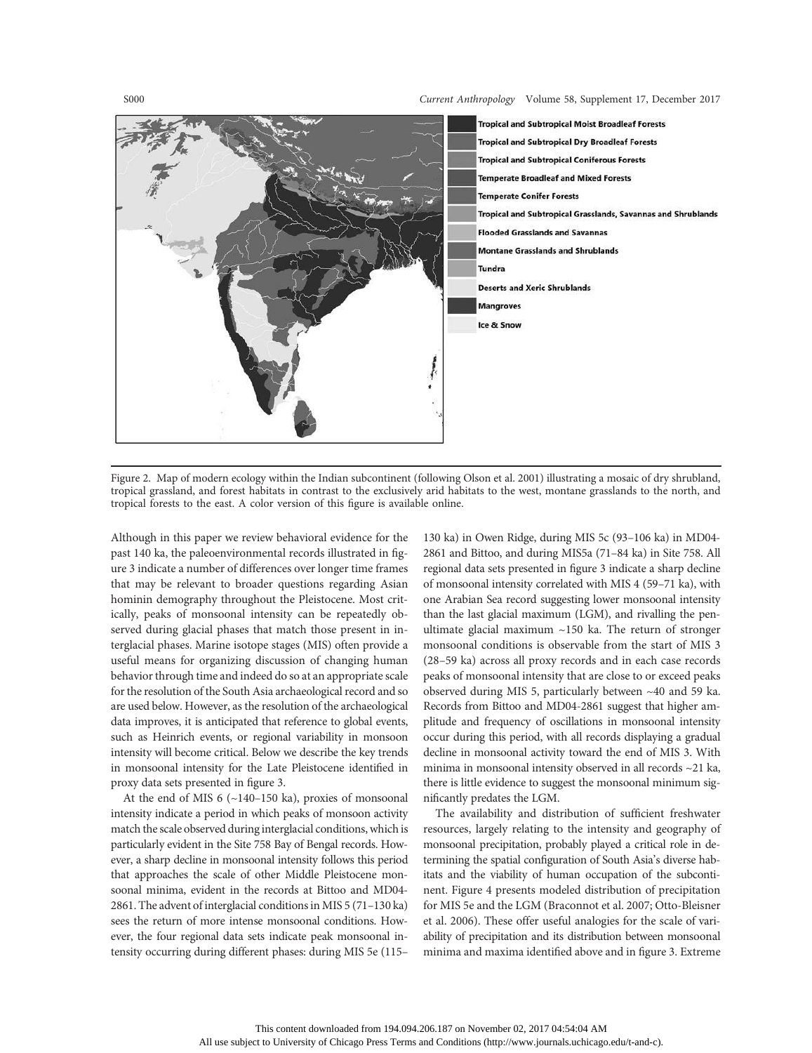Tropical and Subtropical Moist Broadleaf Forests
Tropical and Subtropical Dry Broadleaf Forests
Tropical and Subtropical Coniferous Forests
Temperate Broadleaf and Mixed Forests
Temperate Conifer Forests
Tropical and Subtropical Grasslands, Savannas and Shrublands
Flooded Grasslands and Savannas
Montane Grasslands and Shrublands
Tundra
Deserts and Xeric Shrublands
Mangroves
Ice & Snow

Figure 2. Map of modern ecology within the Indian subcontinent (following Olson et al. 2001) illustrating a mosaic of dry shrubland, tropical grassland, and forest habitats in contrast to the exclusively arid habitats to the west, montane grasslands to the north, and tropical forests to the east. A color version of this figure is available online.

Although in this paper we review behavioral evidence for the past 140 ka, the paleoenvironmental records illustrated in figure 3 indicate a number of differences over longer time frames that may be relevant to broader questions regarding Asian hominin demography throughout the Pleistocene. Most critically, peaks of monsoonal intensity can be repeatedly observed during glacial phases that match those present in interglacial phases. Marine isotope stages (MIS) often provide a useful means for organizing discussion of changing human behavior through time and indeed do so at an appropriate scale for the resolution of the South Asia archaeological record and so are used below. However, as the resolution of the archaeological data improves, it is anticipated that reference to global events, such as Heinrich events, or regional variability in monsoon intensity will become critical. Below we describe the key trends in monsoonal intensity for the Late Pleistocene identified in proxy data sets presented in figure 3.

At the end of MIS 6 (~140–150 ka), proxies of monsoonal intensity indicate a period in which peaks of monsoon activity match the scale observed during interglacial conditions, which is particularly evident in the Site 758 Bay of Bengal records. However, a sharp decline in monsoonal intensity follows this period that approaches the scale of other Middle Pleistocene monsoonal minima, evident in the records at Bittoo and MD04-2861. The advent of interglacial conditions in MIS 5 (71–130 ka) sees the return of more intense monsoonal conditions. However, the four regional data sets indicate peak monsoonal intensity occurring during different phases: during MIS 5e (115–130 ka) in Owen Ridge, during MIS 5c (93–106 ka) in MD04-2861 and Bittoo, and during MIS5a (71–84 ka) in Site 758. All regional data sets presented in figure 3 indicate a sharp decline of monsoonal intensity correlated with MIS 4 (59–71 ka), with one Arabian Sea record suggesting lower monsoonal intensity than the last glacial maximum (LGM), and rivalling the penultimate glacial maximum ~150 ka. The return of stronger monsoonal conditions is observable from the start of MIS 3 (28–59 ka) across all proxy records and in each case records peaks of monsoonal intensity that are close to or exceed peaks observed during MIS 5, particularly between ~40 and 59 ka. Records from Bittoo and MD04-2861 suggest that higher amplitude and frequency of oscillations in monsoonal intensity occur during this period, with all records displaying a gradual decline in monsoonal activity toward the end of MIS 3. With minima in monsoonal intensity observed in all records ~21 ka, there is little evidence to suggest the monsoonal minimum significantly predates the LGM.

The availability and distribution of sufficient freshwater resources, largely relating to the intensity and geography of monsoonal precipitation, probably played a critical role in determining the spatial configuration of South Asia's diverse habitats and the viability of human occupation of the subcontinent. Figure 4 presents modeled distribution of precipitation for MIS 5e and the LGM (Braconnot et al. 2007; Otto-Bleisner et al. 2006). These offer useful analogies for the scale of variability of precipitation and its distribution between monsoonal minima and maxima identified above and in figure 3. Extreme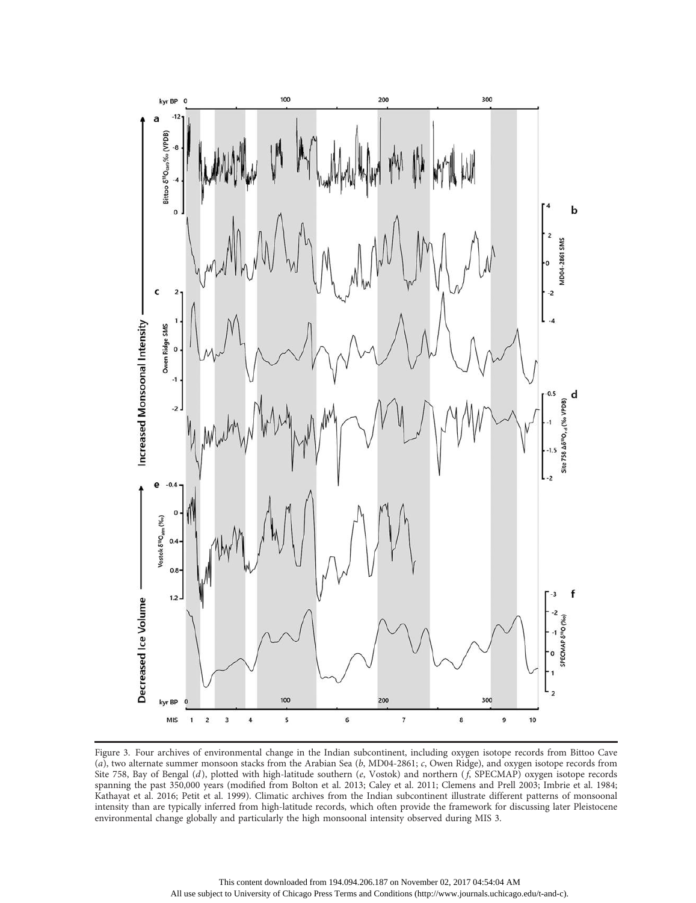Figure 3. Four archives of environmental change in the Indian subcontinent, including oxygen isotope records from Bittoo Cave (*a*), two alternate summer monsoon stacks from the Arabian Sea (*b*, MD04-2861; *c*, Owen Ridge), and oxygen isotope records from Site 758, Bay of Bengal (*d*), plotted with high-latitude southern (*e*, Vostok) and northern (*f*, SPECMAP) oxygen isotope records spanning the past 350,000 years (modified from Bolton et al. 2013; Caley et al. 2011; Clemens and Prell 2003; Imbrie et al. 1984; Kathayat et al. 2016; Petit et al. 1999). Climatic archives from the Indian subcontinent illustrate different patterns of monsoonal intensity than are typically inferred from high-latitude records, which often provide the framework for discussing later Pleistocene environmental change globally and particularly the high monsoonal intensity observed during MIS 3.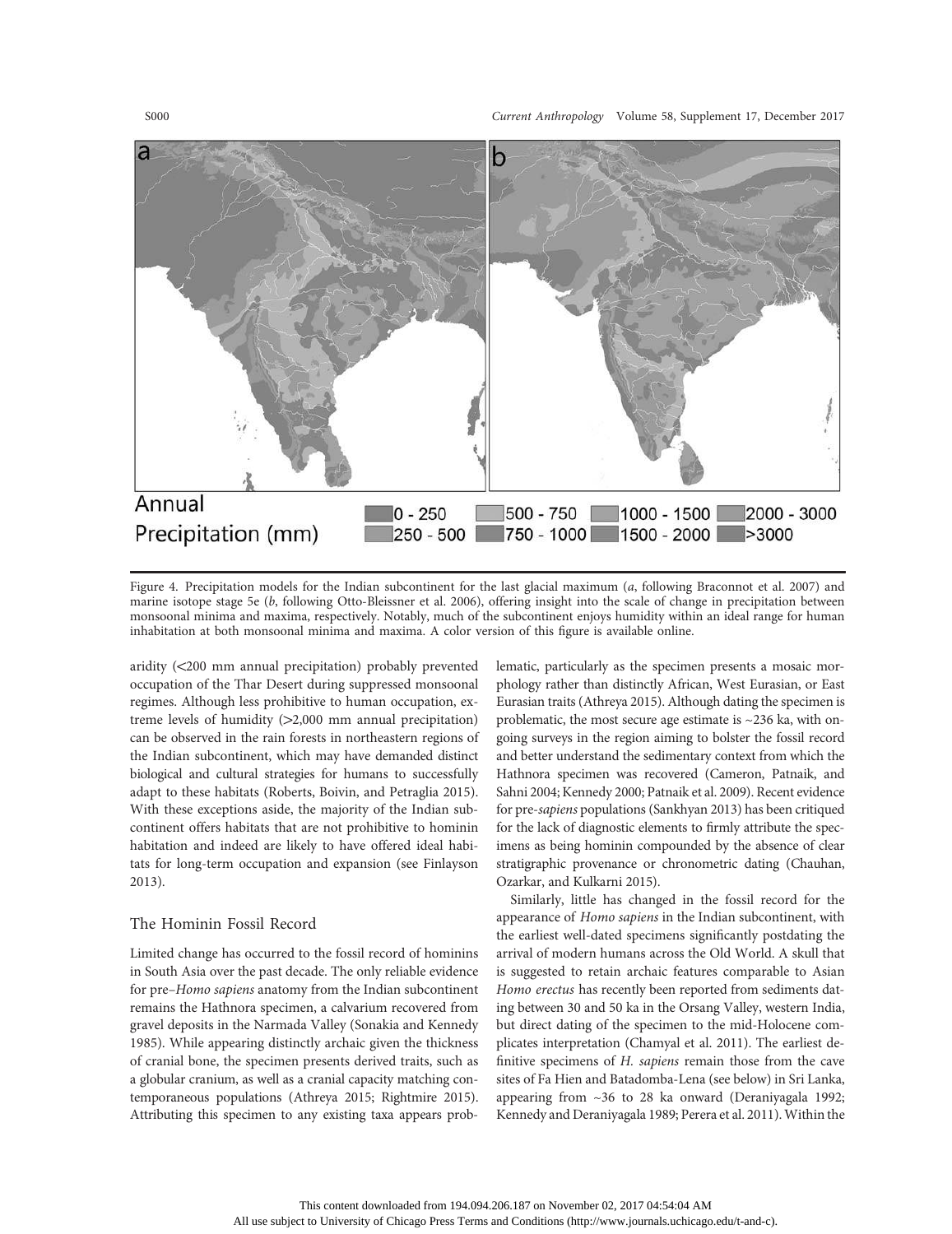Figure 4. Precipitation models for the Indian subcontinent for the last glacial maximum (*a*, following Braconnot et al. 2007) and marine isotope stage 5e (*b*, following Otto-Bleissner et al. 2006), offering insight into the scale of change in precipitation between monsoonal minima and maxima, respectively. Notably, much of the subcontinent enjoys humidity within an ideal range for human inhabitation at both monsoonal minima and maxima. A color version of this figure is available online.

aridity (<200 mm annual precipitation) probably prevented occupation of the Thar Desert during suppressed monsoonal regimes. Although less prohibitive to human occupation, extreme levels of humidity (>2,000 mm annual precipitation) can be observed in the rain forests in northeastern regions of the Indian subcontinent, which may have demanded distinct biological and cultural strategies for humans to successfully adapt to these habitats (Roberts, Boivin, and Petraglia 2015). With these exceptions aside, the majority of the Indian subcontinent offers habitats that are not prohibitive to hominin habitation and indeed are likely to have offered ideal habitats for long-term occupation and expansion (see Finlayson 2013).

## The Hominin Fossil Record

Limited change has occurred to the fossil record of hominins in South Asia over the past decade. The only reliable evidence for pre–*Homo sapiens* anatomy from the Indian subcontinent remains the Hathnora specimen, a calvarium recovered from gravel deposits in the Narmada Valley (Sonakia and Kennedy 1985). While appearing distinctly archaic given the thickness of cranial bone, the specimen presents derived traits, such as a globular cranium, as well as a cranial capacity matching contemporaneous populations (Athreya 2015; Rightmire 2015). Attributing this specimen to any existing taxa appears problematic, particularly as the specimen presents a mosaic morphology rather than distinctly African, West Eurasian, or East Eurasian traits (Athreya 2015). Although dating the specimen is problematic, the most secure age estimate is ~236 ka, with ongoing surveys in the region aiming to bolster the fossil record and better understand the sedimentary context from which the Hathnora specimen was recovered (Cameron, Patnaik, and Sahni 2004; Kennedy 2000; Patnaik et al. 2009). Recent evidence for pre-*sapiens* populations (Sankhyan 2013) has been critiqued for the lack of diagnostic elements to firmly attribute the specimens as being hominin compounded by the absence of clear stratigraphic provenance or chronometric dating (Chauhan, Ozarkar, and Kulkarni 2015).

Similarly, little has changed in the fossil record for the appearance of *Homo sapiens* in the Indian subcontinent, with the earliest well-dated specimens significantly postdating the arrival of modern humans across the Old World. A skull that is suggested to retain archaic features comparable to Asian *Homo erectus* has recently been reported from sediments dating between 30 and 50 ka in the Orsang Valley, western India, but direct dating of the specimen to the mid-Holocene complicates interpretation (Chamyal et al. 2011). The earliest definitive specimens of *H. sapiens* remain those from the cave sites of Fa Hien and Batadomba-Lena (see below) in Sri Lanka, appearing from ~36 to 28 ka onward (Deraniyagala 1992; Kennedy and Deraniyagala 1989; Perera et al. 2011). Within the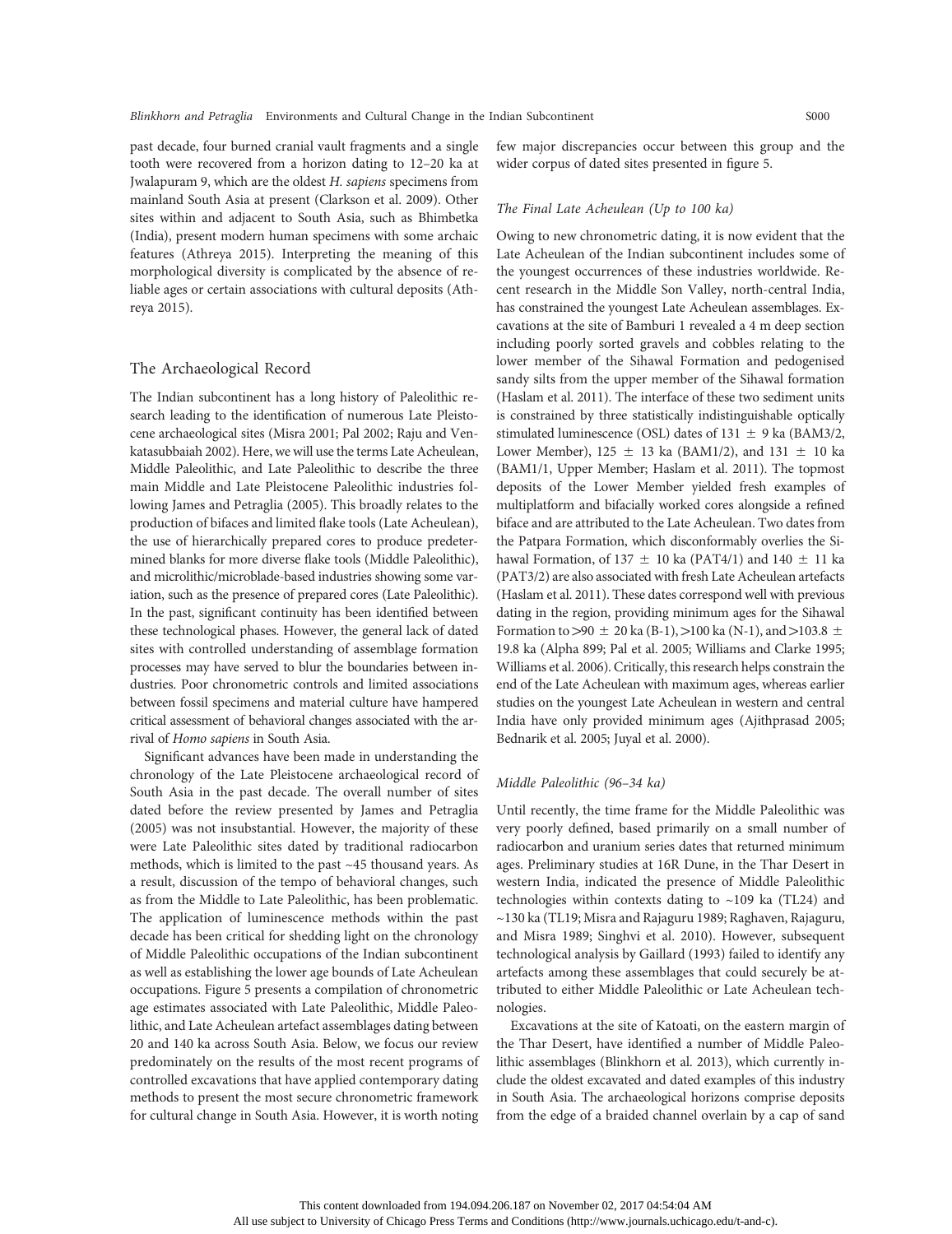past decade, four burned cranial vault fragments and a single tooth were recovered from a horizon dating to 12–20 ka at Jwalapuram 9, which are the oldest *H. sapiens* specimens from mainland South Asia at present (Clarkson et al. 2009). Other sites within and adjacent to South Asia, such as Bhimbetka (India), present modern human specimens with some archaic features (Athreya 2015). Interpreting the meaning of this morphological diversity is complicated by the absence of reliable ages or certain associations with cultural deposits (Athreya 2015).

## The Archaeological Record

The Indian subcontinent has a long history of Paleolithic research leading to the identification of numerous Late Pleistocene archaeological sites (Misra 2001; Pal 2002; Raju and Venkatasubbaiah 2002). Here, we will use the terms Late Acheulean, Middle Paleolithic, and Late Paleolithic to describe the three main Middle and Late Pleistocene Paleolithic industries following James and Petraglia (2005). This broadly relates to the production of bifaces and limited flake tools (Late Acheulean), the use of hierarchically prepared cores to produce predetermined blanks for more diverse flake tools (Middle Paleolithic), and microlithic/microblade-based industries showing some variation, such as the presence of prepared cores (Late Paleolithic). In the past, significant continuity has been identified between these technological phases. However, the general lack of dated sites with controlled understanding of assemblage formation processes may have served to blur the boundaries between industries. Poor chronometric controls and limited associations between fossil specimens and material culture have hampered critical assessment of behavioral changes associated with the arrival of *Homo sapiens* in South Asia.

Significant advances have been made in understanding the chronology of the Late Pleistocene archaeological record of South Asia in the past decade. The overall number of sites dated before the review presented by James and Petraglia (2005) was not insubstantial. However, the majority of these were Late Paleolithic sites dated by traditional radiocarbon methods, which is limited to the past ~45 thousand years. As a result, discussion of the tempo of behavioral changes, such as from the Middle to Late Paleolithic, has been problematic. The application of luminescence methods within the past decade has been critical for shedding light on the chronology of Middle Paleolithic occupations of the Indian subcontinent as well as establishing the lower age bounds of Late Acheulean occupations. Figure 5 presents a compilation of chronometric age estimates associated with Late Paleolithic, Middle Paleolithic, and Late Acheulean artefact assemblages dating between 20 and 140 ka across South Asia. Below, we focus our review predominately on the results of the most recent programs of controlled excavations that have applied contemporary dating methods to present the most secure chronometric framework for cultural change in South Asia. However, it is worth noting few major discrepancies occur between this group and the wider corpus of dated sites presented in figure 5.

### *The Final Late Acheulean (Up to 100 ka)*

Owing to new chronometric dating, it is now evident that the Late Acheulean of the Indian subcontinent includes some of the youngest occurrences of these industries worldwide. Recent research in the Middle Son Valley, north-central India, has constrained the youngest Late Acheulean assemblages. Excavations at the site of Bamburi 1 revealed a 4 m deep section including poorly sorted gravels and cobbles relating to the lower member of the Sihawal Formation and pedogenised sandy silts from the upper member of the Sihawal formation (Haslam et al. 2011). The interface of these two sediment units is constrained by three statistically indistinguishable optically stimulated luminescence (OSL) dates of 131 ± 9 ka (BAM3/2, Lower Member), 125 ± 13 ka (BAM1/2), and 131 ± 10 ka (BAM1/1, Upper Member; Haslam et al. 2011). The topmost deposits of the Lower Member yielded fresh examples of multiplatform and bifacially worked cores alongside a refined biface and are attributed to the Late Acheulean. Two dates from the Patpara Formation, which disconformably overlies the Sihawal Formation, of 137 ± 10 ka (PAT4/1) and 140 ± 11 ka (PAT3/2) are also associated with fresh Late Acheulean artefacts (Haslam et al. 2011). These dates correspond well with previous dating in the region, providing minimum ages for the Sihawal Formation to >90 ± 20 ka (B-1), >100 ka (N-1), and >103.8 ± 19.8 ka (Alpha 899; Pal et al. 2005; Williams and Clarke 1995; Williams et al. 2006). Critically, this research helps constrain the end of the Late Acheulean with maximum ages, whereas earlier studies on the youngest Late Acheulean in western and central India have only provided minimum ages (Ajithprasad 2005; Bednarik et al. 2005; Juyal et al. 2000).

### *Middle Paleolithic (96–34 ka)*

Until recently, the time frame for the Middle Paleolithic was very poorly defined, based primarily on a small number of radiocarbon and uranium series dates that returned minimum ages. Preliminary studies at 16R Dune, in the Thar Desert in western India, indicated the presence of Middle Paleolithic technologies within contexts dating to ~109 ka (TL24) and ~130 ka (TL19; Misra and Rajaguru 1989; Raghaven, Rajaguru, and Misra 1989; Singhvi et al. 2010). However, subsequent technological analysis by Gaillard (1993) failed to identify any artefacts among these assemblages that could securely be attributed to either Middle Paleolithic or Late Acheulean technologies.

Excavations at the site of Katoati, on the eastern margin of the Thar Desert, have identified a number of Middle Paleolithic assemblages (Blinkhorn et al. 2013), which currently include the oldest excavated and dated examples of this industry in South Asia. The archaeological horizons comprise deposits from the edge of a braided channel overlain by a cap of sand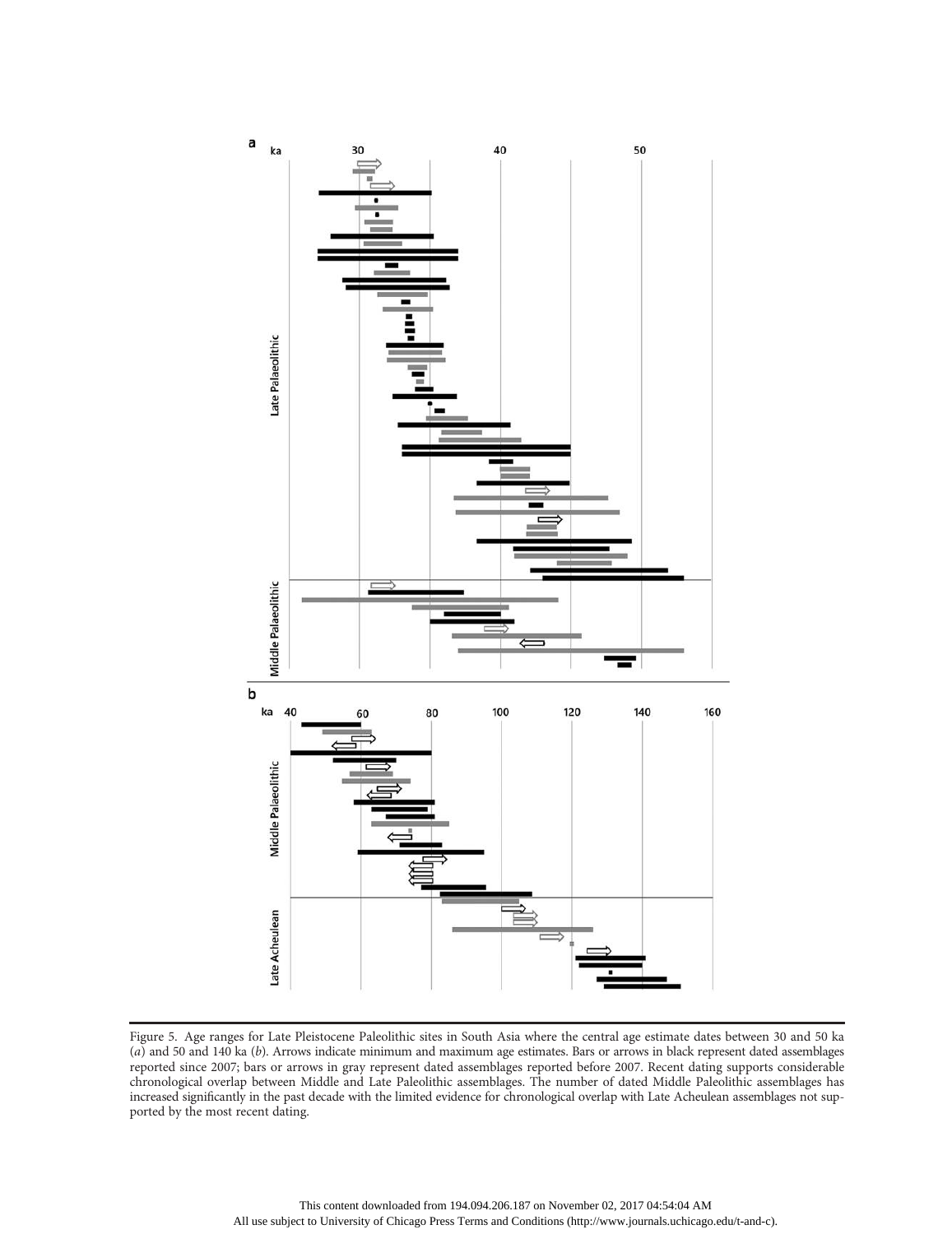Figure 5. Age ranges for Late Pleistocene Paleolithic sites in South Asia where the central age estimate dates between 30 and 50 ka (*a*) and 50 and 140 ka (*b*). Arrows indicate minimum and maximum age estimates. Bars or arrows in black represent dated assemblages reported since 2007; bars or arrows in gray represent dated assemblages reported before 2007. Recent dating supports considerable chronological overlap between Middle and Late Paleolithic assemblages. The number of dated Middle Paleolithic assemblages has increased significantly in the past decade with the limited evidence for chronological overlap with Late Acheulean assemblages not supported by the most recent dating.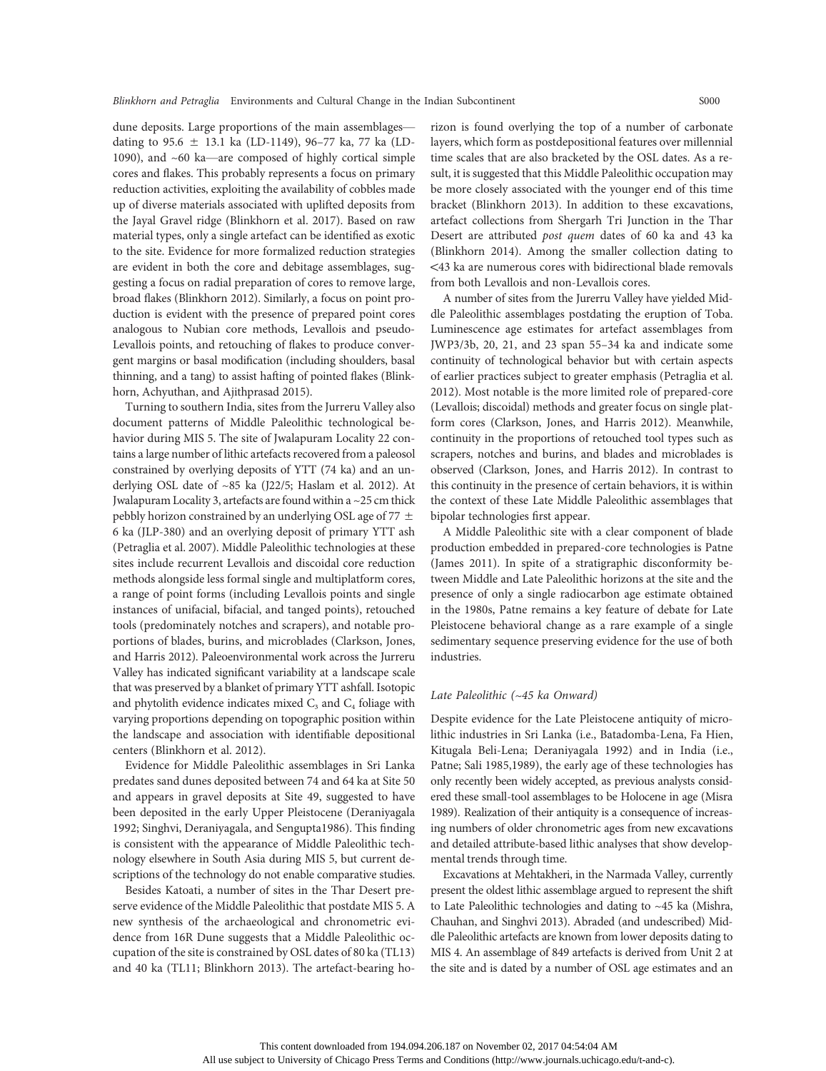dune deposits. Large proportions of the main assemblages—dating to 95.6 ± 13.1 ka (LD-1149), 96–77 ka, 77 ka (LD-1090), and ~60 ka—are composed of highly cortical simple cores and flakes. This probably represents a focus on primary reduction activities, exploiting the availability of cobbles made up of diverse materials associated with uplifted deposits from the Jayal Gravel ridge (Blinkhorn et al. 2017). Based on raw material types, only a single artefact can be identified as exotic to the site. Evidence for more formalized reduction strategies are evident in both the core and debitage assemblages, suggesting a focus on radial preparation of cores to remove large, broad flakes (Blinkhorn 2012). Similarly, a focus on point production is evident with the presence of prepared point cores analogous to Nubian core methods, Levallois and pseudo-Levallois points, and retouching of flakes to produce convergent margins or basal modification (including shoulders, basal thinning, and a tang) to assist hafting of pointed flakes (Blinkhorn, Achyuthan, and Ajithprasad 2015).

Turning to southern India, sites from the Jurreru Valley also document patterns of Middle Paleolithic technological behavior during MIS 5. The site of Jwalapuram Locality 22 contains a large number of lithic artefacts recovered from a paleosol constrained by overlying deposits of YTT (74 ka) and an underlying OSL date of ~85 ka (J22/5; Haslam et al. 2012). At Jwalapuram Locality 3, artefacts are found within a ~25 cm thick pebbly horizon constrained by an underlying OSL age of 77 ± 6 ka (JLP-380) and an overlying deposit of primary YTT ash (Petraglia et al. 2007). Middle Paleolithic technologies at these sites include recurrent Levallois and discoidal core reduction methods alongside less formal single and multiplatform cores, a range of point forms (including Levallois points and single instances of unifacial, bifacial, and tanged points), retouched tools (predominately notches and scrapers), and notable proportions of blades, burins, and microblades (Clarkson, Jones, and Harris 2012). Paleoenvironmental work across the Jurreru Valley has indicated significant variability at a landscape scale that was preserved by a blanket of primary YTT ashfall. Isotopic and phytolith evidence indicates mixed $C_3$ and $C_4$ foliage with varying proportions depending on topographic position within the landscape and association with identifiable depositional centers (Blinkhorn et al. 2012).

Evidence for Middle Paleolithic assemblages in Sri Lanka predates sand dunes deposited between 74 and 64 ka at Site 50 and appears in gravel deposits at Site 49, suggested to have been deposited in the early Upper Pleistocene (Deraniyagala 1992; Singhvi, Deraniyagala, and Sengupta1986). This finding is consistent with the appearance of Middle Paleolithic technology elsewhere in South Asia during MIS 5, but current descriptions of the technology do not enable comparative studies.

Besides Katoati, a number of sites in the Thar Desert preserve evidence of the Middle Paleolithic that postdate MIS 5. A new synthesis of the archaeological and chronometric evidence from 16R Dune suggests that a Middle Paleolithic occupation of the site is constrained by OSL dates of 80 ka (TL13) and 40 ka (TL11; Blinkhorn 2013). The artefact-bearing horizon is found overlying the top of a number of carbonate layers, which form as postdepositional features over millennial time scales that are also bracketed by the OSL dates. As a result, it is suggested that this Middle Paleolithic occupation may be more closely associated with the younger end of this time bracket (Blinkhorn 2013). In addition to these excavations, artefact collections from Shergarh Tri Junction in the Thar Desert are attributed *post quem* dates of 60 ka and 43 ka (Blinkhorn 2014). Among the smaller collection dating to <43 ka are numerous cores with bidirectional blade removals from both Levallois and non-Levallois cores.

A number of sites from the Jurerru Valley have yielded Middle Paleolithic assemblages postdating the eruption of Toba. Luminescence age estimates for artefact assemblages from JWP3/3b, 20, 21, and 23 span 55–34 ka and indicate some continuity of technological behavior but with certain aspects of earlier practices subject to greater emphasis (Petraglia et al. 2012). Most notable is the more limited role of prepared-core (Levallois; discoidal) methods and greater focus on single platform cores (Clarkson, Jones, and Harris 2012). Meanwhile, continuity in the proportions of retouched tool types such as scrapers, notches and burins, and blades and microblades is observed (Clarkson, Jones, and Harris 2012). In contrast to this continuity in the presence of certain behaviors, it is within the context of these Late Middle Paleolithic assemblages that bipolar technologies first appear.

A Middle Paleolithic site with a clear component of blade production embedded in prepared-core technologies is Patne (James 2011). In spite of a stratigraphic disconformity between Middle and Late Paleolithic horizons at the site and the presence of only a single radiocarbon age estimate obtained in the 1980s, Patne remains a key feature of debate for Late Pleistocene behavioral change as a rare example of a single sedimentary sequence preserving evidence for the use of both industries.

### *Late Paleolithic (~45 ka Onward)*

Despite evidence for the Late Pleistocene antiquity of microlithic industries in Sri Lanka (i.e., Batadomba-Lena, Fa Hien, Kitugala Beli-Lena; Deraniyagala 1992) and in India (i.e., Patne; Sali 1985,1989), the early age of these technologies has only recently been widely accepted, as previous analysts considered these small-tool assemblages to be Holocene in age (Misra 1989). Realization of their antiquity is a consequence of increasing numbers of older chronometric ages from new excavations and detailed attribute-based lithic analyses that show developmental trends through time.

Excavations at Mehtakheri, in the Narmada Valley, currently present the oldest lithic assemblage argued to represent the shift to Late Paleolithic technologies and dating to ~45 ka (Mishra, Chauhan, and Singhvi 2013). Abraded (and undescribed) Middle Paleolithic artefacts are known from lower deposits dating to MIS 4. An assemblage of 849 artefacts is derived from Unit 2 at the site and is dated by a number of OSL age estimates and an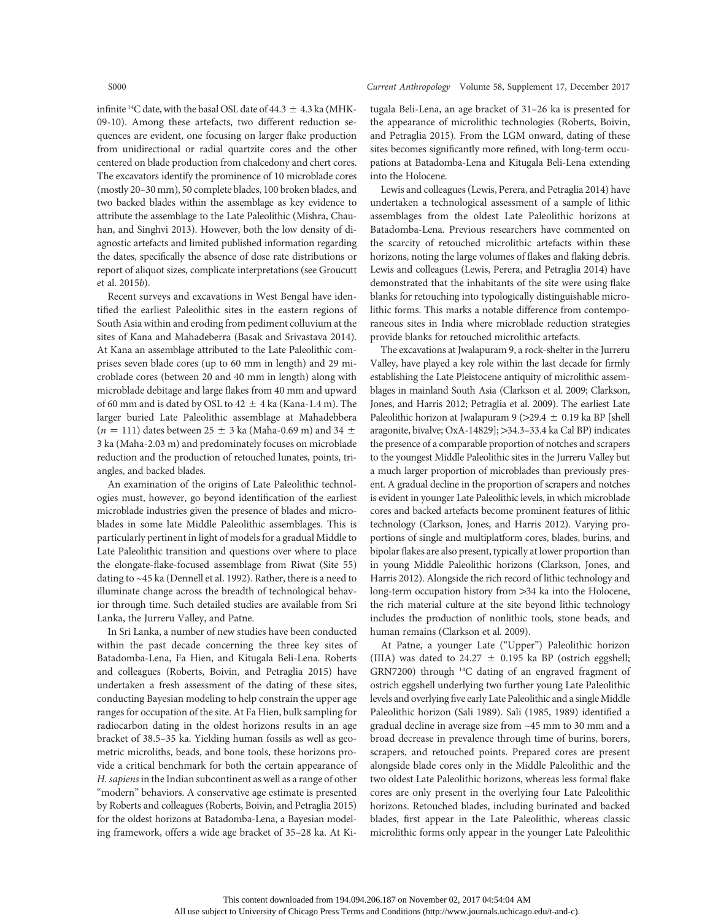infinite $^{14}$C date, with the basal OSL date of 44.3 ± 4.3 ka (MHK-09-10). Among these artefacts, two different reduction sequences are evident, one focusing on larger flake production from unidirectional or radial quartzite cores and the other centered on blade production from chalcedony and chert cores. The excavators identify the prominence of 10 microblade cores (mostly 20–30 mm), 50 complete blades, 100 broken blades, and two backed blades within the assemblage as key evidence to attribute the assemblage to the Late Paleolithic (Mishra, Chauhan, and Singhvi 2013). However, both the low density of diagnostic artefacts and limited published information regarding the dates, specifically the absence of dose rate distributions or report of aliquot sizes, complicate interpretations (see Groucutt et al. 2015*b*).

Recent surveys and excavations in West Bengal have identified the earliest Paleolithic sites in the eastern regions of South Asia within and eroding from pediment colluvium at the sites of Kana and Mahadeberra (Basak and Srivastava 2014). At Kana an assemblage attributed to the Late Paleolithic comprises seven blade cores (up to 60 mm in length) and 29 microblade cores (between 20 and 40 mm in length) along with microblade debitage and large flakes from 40 mm and upward of 60 mm and is dated by OSL to 42 ± 4 ka (Kana-1.4 m). The larger buried Late Paleolithic assemblage at Mahadebbera ($n = 111$) dates between 25 ± 3 ka (Maha-0.69 m) and 34 ± 3 ka (Maha-2.03 m) and predominately focuses on microblade reduction and the production of retouched lunates, points, triangles, and backed blades.

An examination of the origins of Late Paleolithic technologies must, however, go beyond identification of the earliest microblade industries given the presence of blades and microblades in some late Middle Paleolithic assemblages. This is particularly pertinent in light of models for a gradual Middle to Late Paleolithic transition and questions over where to place the elongate-flake-focused assemblage from Riwat (Site 55) dating to ~45 ka (Dennell et al. 1992). Rather, there is a need to illuminate change across the breadth of technological behavior through time. Such detailed studies are available from Sri Lanka, the Jurreru Valley, and Patne.

In Sri Lanka, a number of new studies have been conducted within the past decade concerning the three key sites of Batadomba-Lena, Fa Hien, and Kitugala Beli-Lena. Roberts and colleagues (Roberts, Boivin, and Petraglia 2015) have undertaken a fresh assessment of the dating of these sites, conducting Bayesian modeling to help constrain the upper age ranges for occupation of the site. At Fa Hien, bulk sampling for radiocarbon dating in the oldest horizons results in an age bracket of 38.5–35 ka. Yielding human fossils as well as geometric microliths, beads, and bone tools, these horizons provide a critical benchmark for both the certain appearance of *H. sapiens* in the Indian subcontinent as well as a range of other "modern" behaviors. A conservative age estimate is presented by Roberts and colleagues (Roberts, Boivin, and Petraglia 2015) for the oldest horizons at Batadomba-Lena, a Bayesian modeling framework, offers a wide age bracket of 35–28 ka. At Kitugala Beli-Lena, an age bracket of 31–26 ka is presented for the appearance of microlithic technologies (Roberts, Boivin, and Petraglia 2015). From the LGM onward, dating of these sites becomes significantly more refined, with long-term occupations at Batadomba-Lena and Kitugala Beli-Lena extending into the Holocene.

Lewis and colleagues (Lewis, Perera, and Petraglia 2014) have undertaken a technological assessment of a sample of lithic assemblages from the oldest Late Paleolithic horizons at Batadomba-Lena. Previous researchers have commented on the scarcity of retouched microlithic artefacts within these horizons, noting the large volumes of flakes and flaking debris. Lewis and colleagues (Lewis, Perera, and Petraglia 2014) have demonstrated that the inhabitants of the site were using flake blanks for retouching into typologically distinguishable microlithic forms. This marks a notable difference from contemporaneous sites in India where microblade reduction strategies provide blanks for retouched microlithic artefacts.

The excavations at Jwalapuram 9, a rock-shelter in the Jurreru Valley, have played a key role within the last decade for firmly establishing the Late Pleistocene antiquity of microlithic assemblages in mainland South Asia (Clarkson et al. 2009; Clarkson, Jones, and Harris 2012; Petraglia et al. 2009). The earliest Late Paleolithic horizon at Jwalapuram 9 (>29.4 ± 0.19 ka BP [shell aragonite, bivalve; OxA-14829]; >34.3–33.4 ka Cal BP) indicates the presence of a comparable proportion of notches and scrapers to the youngest Middle Paleolithic sites in the Jurreru Valley but a much larger proportion of microblades than previously present. A gradual decline in the proportion of scrapers and notches is evident in younger Late Paleolithic levels, in which microblade cores and backed artefacts become prominent features of lithic technology (Clarkson, Jones, and Harris 2012). Varying proportions of single and multiplatform cores, blades, burins, and bipolar flakes are also present, typically at lower proportion than in young Middle Paleolithic horizons (Clarkson, Jones, and Harris 2012). Alongside the rich record of lithic technology and long-term occupation history from >34 ka into the Holocene, the rich material culture at the site beyond lithic technology includes the production of nonlithic tools, stone beads, and human remains (Clarkson et al. 2009).

At Patne, a younger Late ("Upper") Paleolithic horizon (IIIA) was dated to 24.27 ± 0.195 ka BP (ostrich eggshell; GRN7200) through $^{14}$C dating of an engraved fragment of ostrich eggshell underlying two further young Late Paleolithic levels and overlying five early Late Paleolithic and a single Middle Paleolithic horizon (Sali 1989). Sali (1985, 1989) identified a gradual decline in average size from ~45 mm to 30 mm and a broad decrease in prevalence through time of burins, borers, scrapers, and retouched points. Prepared cores are present alongside blade cores only in the Middle Paleolithic and the two oldest Late Paleolithic horizons, whereas less formal flake cores are only present in the overlying four Late Paleolithic horizons. Retouched blades, including burinated and backed blades, first appear in the Late Paleolithic, whereas classic microlithic forms only appear in the younger Late Paleolithic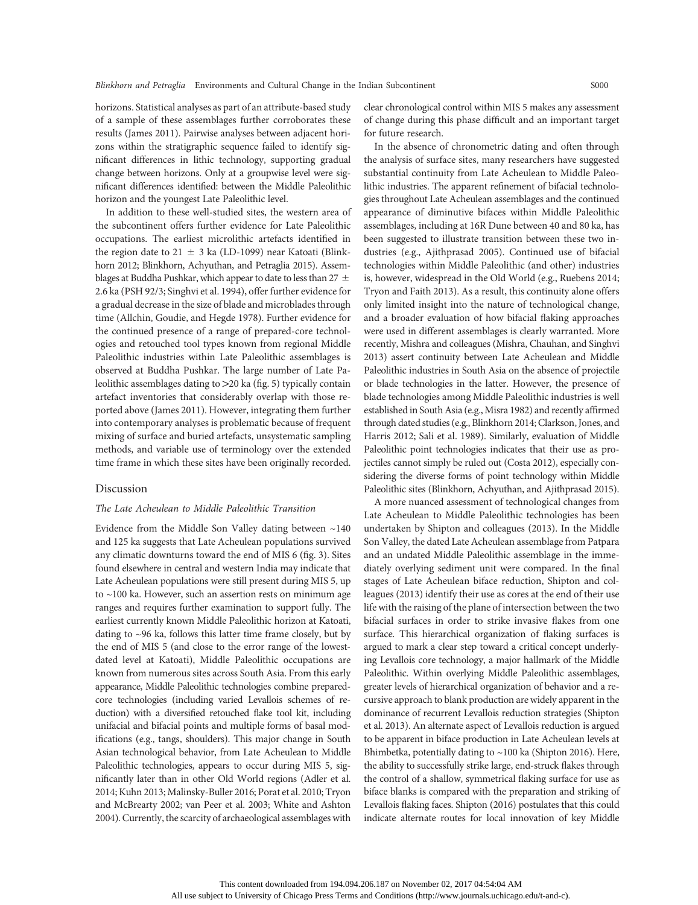horizons. Statistical analyses as part of an attribute-based study of a sample of these assemblages further corroborates these results (James 2011). Pairwise analyses between adjacent horizons within the stratigraphic sequence failed to identify significant differences in lithic technology, supporting gradual change between horizons. Only at a groupwise level were significant differences identified: between the Middle Paleolithic horizon and the youngest Late Paleolithic level.

In addition to these well-studied sites, the western area of the subcontinent offers further evidence for Late Paleolithic occupations. The earliest microlithic artefacts identified in the region date to 21 ± 3 ka (LD-1099) near Katoati (Blinkhorn 2012; Blinkhorn, Achyuthan, and Petraglia 2015). Assemblages at Buddha Pushkar, which appear to date to less than 27 ± 2.6 ka (PSH 92/3; Singhvi et al. 1994), offer further evidence for a gradual decrease in the size of blade and microblades through time (Allchin, Goudie, and Hegde 1978). Further evidence for the continued presence of a range of prepared-core technologies and retouched tool types known from regional Middle Paleolithic industries within Late Paleolithic assemblages is observed at Buddha Pushkar. The large number of Late Paleolithic assemblages dating to >20 ka (fig. 5) typically contain artefact inventories that considerably overlap with those reported above (James 2011). However, integrating them further into contemporary analyses is problematic because of frequent mixing of surface and buried artefacts, unsystematic sampling methods, and variable use of terminology over the extended time frame in which these sites have been originally recorded.

## Discussion

### *The Late Acheulean to Middle Paleolithic Transition*

Evidence from the Middle Son Valley dating between ~140 and 125 ka suggests that Late Acheulean populations survived any climatic downturns toward the end of MIS 6 (fig. 3). Sites found elsewhere in central and western India may indicate that Late Acheulean populations were still present during MIS 5, up to ~100 ka. However, such an assertion rests on minimum age ranges and requires further examination to support fully. The earliest currently known Middle Paleolithic horizon at Katoati, dating to ~96 ka, follows this latter time frame closely, but by the end of MIS 5 (and close to the error range of the lowest-dated level at Katoati), Middle Paleolithic occupations are known from numerous sites across South Asia. From this early appearance, Middle Paleolithic technologies combine prepared-core technologies (including varied Levallois schemes of reduction) with a diversified retouched flake tool kit, including unifacial and bifacial points and multiple forms of basal modifications (e.g., tangs, shoulders). This major change in South Asian technological behavior, from Late Acheulean to Middle Paleolithic technologies, appears to occur during MIS 5, significantly later than in other Old World regions (Adler et al. 2014; Kuhn 2013; Malinsky-Buller 2016; Porat et al. 2010; Tryon and McBrearty 2002; van Peer et al. 2003; White and Ashton 2004). Currently, the scarcity of archaeological assemblages with clear chronological control within MIS 5 makes any assessment of change during this phase difficult and an important target for future research.

In the absence of chronometric dating and often through the analysis of surface sites, many researchers have suggested substantial continuity from Late Acheulean to Middle Paleolithic industries. The apparent refinement of bifacial technologies throughout Late Acheulean assemblages and the continued appearance of diminutive bifaces within Middle Paleolithic assemblages, including at 16R Dune between 40 and 80 ka, has been suggested to illustrate transition between these two industries (e.g., Ajithprasad 2005). Continued use of bifacial technologies within Middle Paleolithic (and other) industries is, however, widespread in the Old World (e.g., Ruebens 2014; Tryon and Faith 2013). As a result, this continuity alone offers only limited insight into the nature of technological change, and a broader evaluation of how bifacial flaking approaches were used in different assemblages is clearly warranted. More recently, Mishra and colleagues (Mishra, Chauhan, and Singhvi 2013) assert continuity between Late Acheulean and Middle Paleolithic industries in South Asia on the absence of projectile or blade technologies in the latter. However, the presence of blade technologies among Middle Paleolithic industries is well established in South Asia (e.g., Misra 1982) and recently affirmed through dated studies (e.g., Blinkhorn 2014; Clarkson, Jones, and Harris 2012; Sali et al. 1989). Similarly, evaluation of Middle Paleolithic point technologies indicates that their use as projectiles cannot simply be ruled out (Costa 2012), especially considering the diverse forms of point technology within Middle Paleolithic sites (Blinkhorn, Achyuthan, and Ajithprasad 2015).

A more nuanced assessment of technological changes from Late Acheulean to Middle Paleolithic technologies has been undertaken by Shipton and colleagues (2013). In the Middle Son Valley, the dated Late Acheulean assemblage from Patpara and an undated Middle Paleolithic assemblage in the immediately overlying sediment unit were compared. In the final stages of Late Acheulean biface reduction, Shipton and colleagues (2013) identify their use as cores at the end of their use life with the raising of the plane of intersection between the two bifacial surfaces in order to strike invasive flakes from one surface. This hierarchical organization of flaking surfaces is argued to mark a clear step toward a critical concept underlying Levallois core technology, a major hallmark of the Middle Paleolithic. Within overlying Middle Paleolithic assemblages, greater levels of hierarchical organization of behavior and a recursive approach to blank production are widely apparent in the dominance of recurrent Levallois reduction strategies (Shipton et al. 2013). An alternate aspect of Levallois reduction is argued to be apparent in biface production in Late Acheulean levels at Bhimbetka, potentially dating to ~100 ka (Shipton 2016). Here, the ability to successfully strike large, end-struck flakes through the control of a shallow, symmetrical flaking surface for use as biface blanks is compared with the preparation and striking of Levallois flaking faces. Shipton (2016) postulates that this could indicate alternate routes for local innovation of key Middle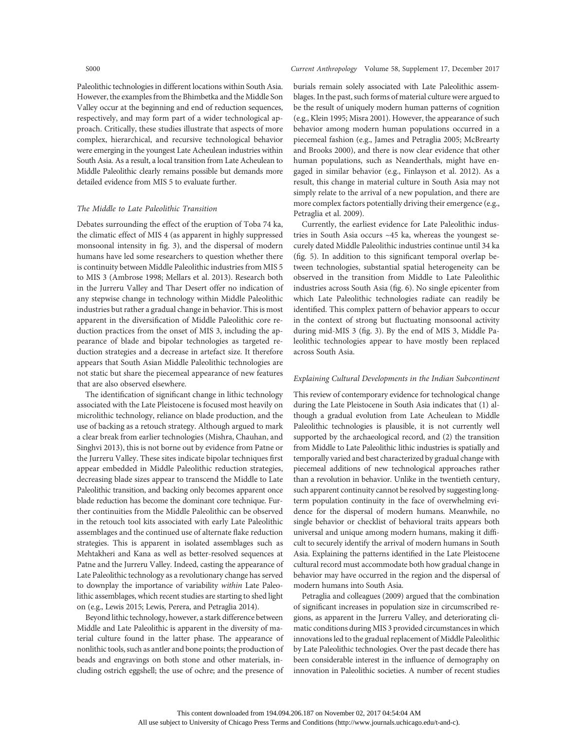Paleolithic technologies in different locations within South Asia. However, the examples from the Bhimbetka and the Middle Son Valley occur at the beginning and end of reduction sequences, respectively, and may form part of a wider technological approach. Critically, these studies illustrate that aspects of more complex, hierarchical, and recursive technological behavior were emerging in the youngest Late Acheulean industries within South Asia. As a result, a local transition from Late Acheulean to Middle Paleolithic clearly remains possible but demands more detailed evidence from MIS 5 to evaluate further.

### *The Middle to Late Paleolithic Transition*

Debates surrounding the effect of the eruption of Toba 74 ka, the climatic effect of MIS 4 (as apparent in highly suppressed monsoonal intensity in fig. 3), and the dispersal of modern humans have led some researchers to question whether there is continuity between Middle Paleolithic industries from MIS 5 to MIS 3 (Ambrose 1998; Mellars et al. 2013). Research both in the Jurreru Valley and Thar Desert offer no indication of any stepwise change in technology within Middle Paleolithic industries but rather a gradual change in behavior. This is most apparent in the diversification of Middle Paleolithic core reduction practices from the onset of MIS 3, including the appearance of blade and bipolar technologies as targeted reduction strategies and a decrease in artefact size. It therefore appears that South Asian Middle Paleolithic technologies are not static but share the piecemeal appearance of new features that are also observed elsewhere.

The identification of significant change in lithic technology associated with the Late Pleistocene is focused most heavily on microlithic technology, reliance on blade production, and the use of backing as a retouch strategy. Although argued to mark a clear break from earlier technologies (Mishra, Chauhan, and Singhvi 2013), this is not borne out by evidence from Patne or the Jurreru Valley. These sites indicate bipolar techniques first appear embedded in Middle Paleolithic reduction strategies, decreasing blade sizes appear to transcend the Middle to Late Paleolithic transition, and backing only becomes apparent once blade reduction has become the dominant core technique. Further continuities from the Middle Paleolithic can be observed in the retouch tool kits associated with early Late Paleolithic assemblages and the continued use of alternate flake reduction strategies. This is apparent in isolated assemblages such as Mehtakheri and Kana as well as better-resolved sequences at Patne and the Jurreru Valley. Indeed, casting the appearance of Late Paleolithic technology as a revolutionary change has served to downplay the importance of variability *within* Late Paleolithic assemblages, which recent studies are starting to shed light on (e.g., Lewis 2015; Lewis, Perera, and Petraglia 2014).

Beyond lithic technology, however, a stark difference between Middle and Late Paleolithic is apparent in the diversity of material culture found in the latter phase. The appearance of nonlithic tools, such as antler and bone points; the production of beads and engravings on both stone and other materials, including ostrich eggshell; the use of ochre; and the presence of burials remain solely associated with Late Paleolithic assemblages. In the past, such forms of material culture were argued to be the result of uniquely modern human patterns of cognition (e.g., Klein 1995; Misra 2001). However, the appearance of such behavior among modern human populations occurred in a piecemeal fashion (e.g., James and Petraglia 2005; McBrearty and Brooks 2000), and there is now clear evidence that other human populations, such as Neanderthals, might have engaged in similar behavior (e.g., Finlayson et al. 2012). As a result, this change in material culture in South Asia may not simply relate to the arrival of a new population, and there are more complex factors potentially driving their emergence (e.g., Petraglia et al. 2009).

Currently, the earliest evidence for Late Paleolithic industries in South Asia occurs ~45 ka, whereas the youngest securely dated Middle Paleolithic industries continue until 34 ka (fig. 5). In addition to this significant temporal overlap between technologies, substantial spatial heterogeneity can be observed in the transition from Middle to Late Paleolithic industries across South Asia (fig. 6). No single epicenter from which Late Paleolithic technologies radiate can readily be identified. This complex pattern of behavior appears to occur in the context of strong but fluctuating monsoonal activity during mid-MIS 3 (fig. 3). By the end of MIS 3, Middle Paleolithic technologies appear to have mostly been replaced across South Asia.

### *Explaining Cultural Developments in the Indian Subcontinent*

This review of contemporary evidence for technological change during the Late Pleistocene in South Asia indicates that (1) although a gradual evolution from Late Acheulean to Middle Paleolithic technologies is plausible, it is not currently well supported by the archaeological record, and (2) the transition from Middle to Late Paleolithic lithic industries is spatially and temporally varied and best characterized by gradual change with piecemeal additions of new technological approaches rather than a revolution in behavior. Unlike in the twentieth century, such apparent continuity cannot be resolved by suggesting long-term population continuity in the face of overwhelming evidence for the dispersal of modern humans. Meanwhile, no single behavior or checklist of behavioral traits appears both universal and unique among modern humans, making it difficult to securely identify the arrival of modern humans in South Asia. Explaining the patterns identified in the Late Pleistocene cultural record must accommodate both how gradual change in behavior may have occurred in the region and the dispersal of modern humans into South Asia.

Petraglia and colleagues (2009) argued that the combination of significant increases in population size in circumscribed regions, as apparent in the Jurreru Valley, and deteriorating climatic conditions during MIS 3 provided circumstances in which innovations led to the gradual replacement of Middle Paleolithic by Late Paleolithic technologies. Over the past decade there has been considerable interest in the influence of demography on innovation in Paleolithic societies. A number of recent studies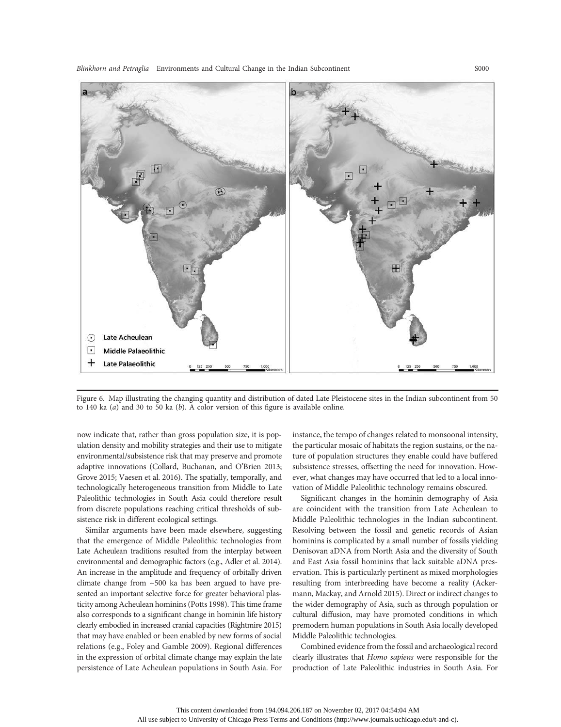Figure 6. Map illustrating the changing quantity and distribution of dated Late Pleistocene sites in the Indian subcontinent from 50 to 140 ka (*a*) and 30 to 50 ka (*b*). A color version of this figure is available online.

now indicate that, rather than gross population size, it is population density and mobility strategies and their use to mitigate environmental/subsistence risk that may preserve and promote adaptive innovations (Collard, Buchanan, and O'Brien 2013; Grove 2015; Vaesen et al. 2016). The spatially, temporally, and technologically heterogeneous transition from Middle to Late Paleolithic technologies in South Asia could therefore result from discrete populations reaching critical thresholds of subsistence risk in different ecological settings.

Similar arguments have been made elsewhere, suggesting that the emergence of Middle Paleolithic technologies from Late Acheulean traditions resulted from the interplay between environmental and demographic factors (e.g., Adler et al. 2014). An increase in the amplitude and frequency of orbitally driven climate change from ~500 ka has been argued to have presented an important selective force for greater behavioral plasticity among Acheulean hominins (Potts 1998). This time frame also corresponds to a significant change in hominin life history clearly embodied in increased cranial capacities (Rightmire 2015) that may have enabled or been enabled by new forms of social relations (e.g., Foley and Gamble 2009). Regional differences in the expression of orbital climate change may explain the late persistence of Late Acheulean populations in South Asia. For instance, the tempo of changes related to monsoonal intensity, the particular mosaic of habitats the region sustains, or the nature of population structures they enable could have buffered subsistence stresses, offsetting the need for innovation. However, what changes may have occurred that led to a local innovation of Middle Paleolithic technology remains obscured.

Significant changes in the hominin demography of Asia are coincident with the transition from Late Acheulean to Middle Paleolithic technologies in the Indian subcontinent. Resolving between the fossil and genetic records of Asian hominins is complicated by a small number of fossils yielding Denisovan aDNA from North Asia and the diversity of South and East Asia fossil hominins that lack suitable aDNA preservation. This is particularly pertinent as mixed morphologies resulting from interbreeding have become a reality (Ackermann, Mackay, and Arnold 2015). Direct or indirect changes to the wider demography of Asia, such as through population or cultural diffusion, may have promoted conditions in which premodern human populations in South Asia locally developed Middle Paleolithic technologies.

Combined evidence from the fossil and archaeological record clearly illustrates that *Homo sapiens* were responsible for the production of Late Paleolithic industries in South Asia. For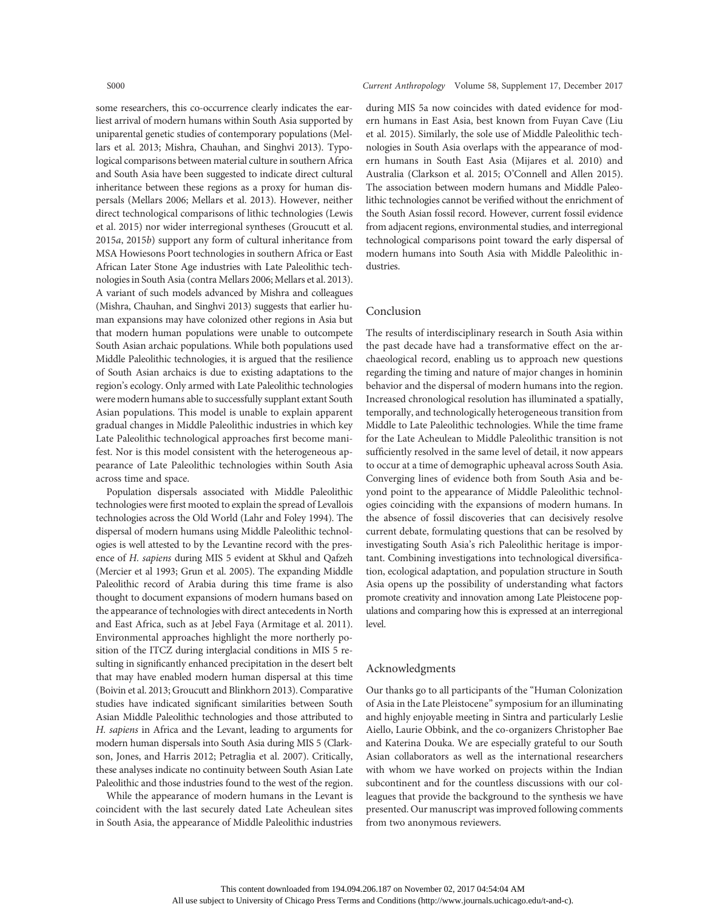some researchers, this co-occurrence clearly indicates the earliest arrival of modern humans within South Asia supported by uniparental genetic studies of contemporary populations (Mellars et al. 2013; Mishra, Chauhan, and Singhvi 2013). Typological comparisons between material culture in southern Africa and South Asia have been suggested to indicate direct cultural inheritance between these regions as a proxy for human dispersals (Mellars 2006; Mellars et al. 2013). However, neither direct technological comparisons of lithic technologies (Lewis et al. 2015) nor wider interregional syntheses (Groucutt et al. 2015*a*, 2015*b*) support any form of cultural inheritance from MSA Howiesons Poort technologies in southern Africa or East African Later Stone Age industries with Late Paleolithic technologies in South Asia (contra Mellars 2006; Mellars et al. 2013). A variant of such models advanced by Mishra and colleagues (Mishra, Chauhan, and Singhvi 2013) suggests that earlier human expansions may have colonized other regions in Asia but that modern human populations were unable to outcompete South Asian archaic populations. While both populations used Middle Paleolithic technologies, it is argued that the resilience of South Asian archaics is due to existing adaptations to the region's ecology. Only armed with Late Paleolithic technologies were modern humans able to successfully supplant extant South Asian populations. This model is unable to explain apparent gradual changes in Middle Paleolithic industries in which key Late Paleolithic technological approaches first become manifest. Nor is this model consistent with the heterogeneous appearance of Late Paleolithic technologies within South Asia across time and space.

Population dispersals associated with Middle Paleolithic technologies were first mooted to explain the spread of Levallois technologies across the Old World (Lahr and Foley 1994). The dispersal of modern humans using Middle Paleolithic technologies is well attested to by the Levantine record with the presence of *H. sapiens* during MIS 5 evident at Skhul and Qafzeh (Mercier et al 1993; Grun et al. 2005). The expanding Middle Paleolithic record of Arabia during this time frame is also thought to document expansions of modern humans based on the appearance of technologies with direct antecedents in North and East Africa, such as at Jebel Faya (Armitage et al. 2011). Environmental approaches highlight the more northerly position of the ITCZ during interglacial conditions in MIS 5 resulting in significantly enhanced precipitation in the desert belt that may have enabled modern human dispersal at this time (Boivin et al. 2013; Groucutt and Blinkhorn 2013). Comparative studies have indicated significant similarities between South Asian Middle Paleolithic technologies and those attributed to *H. sapiens* in Africa and the Levant, leading to arguments for modern human dispersals into South Asia during MIS 5 (Clarkson, Jones, and Harris 2012; Petraglia et al. 2007). Critically, these analyses indicate no continuity between South Asian Late Paleolithic and those industries found to the west of the region.

While the appearance of modern humans in the Levant is coincident with the last securely dated Late Acheulean sites in South Asia, the appearance of Middle Paleolithic industries during MIS 5a now coincides with dated evidence for modern humans in East Asia, best known from Fuyan Cave (Liu et al. 2015). Similarly, the sole use of Middle Paleolithic technologies in South Asia overlaps with the appearance of modern humans in South East Asia (Mijares et al. 2010) and Australia (Clarkson et al. 2015; O'Connell and Allen 2015). The association between modern humans and Middle Paleolithic technologies cannot be verified without the enrichment of the South Asian fossil record. However, current fossil evidence from adjacent regions, environmental studies, and interregional technological comparisons point toward the early dispersal of modern humans into South Asia with Middle Paleolithic industries.

## Conclusion

The results of interdisciplinary research in South Asia within the past decade have had a transformative effect on the archaeological record, enabling us to approach new questions regarding the timing and nature of major changes in hominin behavior and the dispersal of modern humans into the region. Increased chronological resolution has illuminated a spatially, temporally, and technologically heterogeneous transition from Middle to Late Paleolithic technologies. While the time frame for the Late Acheulean to Middle Paleolithic transition is not sufficiently resolved in the same level of detail, it now appears to occur at a time of demographic upheaval across South Asia. Converging lines of evidence both from South Asia and beyond point to the appearance of Middle Paleolithic technologies coinciding with the expansions of modern humans. In the absence of fossil discoveries that can decisively resolve current debate, formulating questions that can be resolved by investigating South Asia's rich Paleolithic heritage is important. Combining investigations into technological diversification, ecological adaptation, and population structure in South Asia opens up the possibility of understanding what factors promote creativity and innovation among Late Pleistocene populations and comparing how this is expressed at an interregional level.

## Acknowledgments

Our thanks go to all participants of the "Human Colonization of Asia in the Late Pleistocene" symposium for an illuminating and highly enjoyable meeting in Sintra and particularly Leslie Aiello, Laurie Obbink, and the co-organizers Christopher Bae and Katerina Douka. We are especially grateful to our South Asian collaborators as well as the international researchers with whom we have worked on projects within the Indian subcontinent and for the countless discussions with our colleagues that provide the background to the synthesis we have presented. Our manuscript was improved following comments from two anonymous reviewers.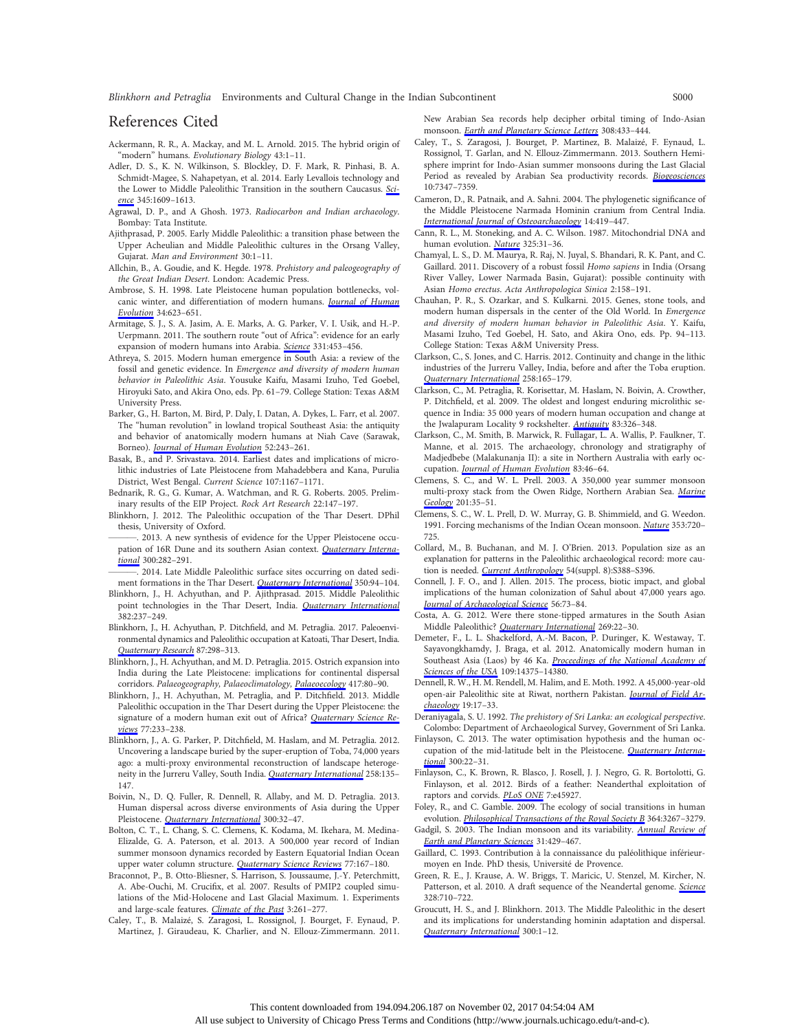## References Cited

Ackermann, R. R., A. Mackay, and M. L. Arnold. 2015. The hybrid origin of "modern" humans. *Evolutionary Biology* 43:1–11.

Adler, D. S., K. N. Wilkinson, S. Blockley, D. F. Mark, R. Pinhasi, B. A. Schmidt-Magee, S. Nahapetyan, et al. 2014. Early Levallois technology and the Lower to Middle Paleolithic Transition in the southern Caucasus. *Science* 345:1609–1613.

Agrawal, D. P., and A Ghosh. 1973. *Radiocarbon and Indian archaeology*. Bombay: Tata Institute.

Ajithprasad, P. 2005. Early Middle Paleolithic: a transition phase between the Upper Acheulian and Middle Paleolithic cultures in the Orsang Valley, Gujarat. *Man and Environment* 30:1–11.

Allchin, B., A. Goudie, and K. Hegde. 1978. *Prehistory and paleogeography of the Great Indian Desert*. London: Academic Press.

Ambrose, S. H. 1998. Late Pleistocene human population bottlenecks, volcanic winter, and differentiation of modern humans. *Journal of Human Evolution* 34:623–651.

Armitage, S. J., S. A. Jasim, A. E. Marks, A. G. Parker, V. I. Usik, and H.-P. Uerpmann. 2011. The southern route "out of Africa": evidence for an early expansion of modern humans into Arabia. *Science* 331:453–456.

Athreya, S. 2015. Modern human emergence in South Asia: a review of the fossil and genetic evidence. In *Emergence and diversity of modern human behavior in Paleolithic Asia*. Yousuke Kaifu, Masami Izuho, Ted Goebel, Hiroyuki Sato, and Akira Ono, eds. Pp. 61–79. College Station: Texas A&M University Press.

Barker, G., H. Barton, M. Bird, P. Daly, I. Datan, A. Dykes, L. Farr, et al. 2007. The "human revolution" in lowland tropical Southeast Asia: the antiquity and behavior of anatomically modern humans at Niah Cave (Sarawak, Borneo). *Journal of Human Evolution* 52:243–261.

Basak, B., and P. Srivastava. 2014. Earliest dates and implications of microlithic industries of Late Pleistocene from Mahadebbera and Kana, Purulia District, West Bengal. *Current Science* 107:1167–1171.

Bednarik, R. G., G. Kumar, A. Watchman, and R. G. Roberts. 2005. Preliminary results of the EIP Project. *Rock Art Research* 22:147–197.

Blinkhorn, J. 2012. The Paleolithic occupation of the Thar Desert. DPhil thesis, University of Oxford.

———. 2013. A new synthesis of evidence for the Upper Pleistocene occupation of 16R Dune and its southern Asian context. *Quaternary International* 300:282–291.

———. 2014. Late Middle Paleolithic surface sites occurring on dated sediment formations in the Thar Desert. *Quaternary International* 350:94–104.

Blinkhorn, J., H. Achyuthan, and P. Ajithprasad. 2015. Middle Paleolithic point technologies in the Thar Desert, India. *Quaternary International* 382:237–249.

Blinkhorn, J., H. Achyuthan, P. Ditchfield, and M. Petraglia. 2017. Paleoenvironmental dynamics and Paleolithic occupation at Katoati, Thar Desert, India. *Quaternary Research* 87:298–313.

Blinkhorn, J., H. Achyuthan, and M. D. Petraglia. 2015. Ostrich expansion into India during the Late Pleistocene: implications for continental dispersal corridors. *Palaeogeography, Palaeoclimatology, Palaeoecology* 417:80–90.

Blinkhorn, J., H. Achyuthan, M. Petraglia, and P. Ditchfield. 2013. Middle Paleolithic occupation in the Thar Desert during the Upper Pleistocene: the signature of a modern human exit out of Africa? *Quaternary Science Reviews* 77:233–238.

Blinkhorn, J., A. G. Parker, P. Ditchfield, M. Haslam, and M. Petraglia. 2012. Uncovering a landscape buried by the super-eruption of Toba, 74,000 years ago: a multi-proxy environmental reconstruction of landscape heterogeneity in the Jurreru Valley, South India. *Quaternary International* 258:135–147.

Boivin, N., D. Q. Fuller, R. Dennell, R. Allaby, and M. D. Petraglia. 2013. Human dispersal across diverse environments of Asia during the Upper Pleistocene. *Quaternary International* 300:32–47.

Bolton, C. T., L. Chang, S. C. Clemens, K. Kodama, M. Ikehara, M. Medina-Elizalde, G. A. Paterson, et al. 2013. A 500,000 year record of Indian summer monsoon dynamics recorded by Eastern Equatorial Indian Ocean upper water column structure. *Quaternary Science Reviews* 77:167–180.

Braconnot, P., B. Otto-Bliesner, S. Harrison, S. Joussaume, J.-Y. Peterchmitt, A. Abe-Ouchi, M. Crucifix, et al. 2007. Results of PMIP2 coupled simulations of the Mid-Holocene and Last Glacial Maximum. 1. Experiments and large-scale features. *Climate of the Past* 3:261–277.

Caley, T., B. Malaizé, S. Zaragosi, L. Rossignol, J. Bourget, F. Eynaud, P. Martinez, J. Giraudeau, K. Charlier, and N. Ellouz-Zimmermann. 2011. New Arabian Sea records help decipher orbital timing of Indo-Asian monsoon. *Earth and Planetary Science Letters* 308:433–444.

Caley, T., S. Zaragosi, J. Bourget, P. Martinez, B. Malaizé, F. Eynaud, L. Rossignol, T. Garlan, and N. Ellouz-Zimmermann. 2013. Southern Hemisphere imprint for Indo-Asian summer monsoons during the Last Glacial Period as revealed by Arabian Sea productivity records. *Biogeosciences* 10:7347–7359.

Cameron, D., R. Patnaik, and A. Sahni. 2004. The phylogenetic significance of the Middle Pleistocene Narmada Hominin cranium from Central India. *International Journal of Osteoarchaeology* 14:419–447.

Cann, R. L., M. Stoneking, and A. C. Wilson. 1987. Mitochondrial DNA and human evolution. *Nature* 325:31–36.

Chamyal, L. S., D. M. Maurya, R. Raj, N. Juyal, S. Bhandari, R. K. Pant, and C. Gaillard. 2011. Discovery of a robust fossil *Homo sapiens* in India (Orsang River Valley, Lower Narmada Basin, Gujarat): possible continuity with Asian *Homo erectus*. *Acta Anthropologica Sinica* 2:158–191.

Chauhan, P. R., S. Ozarkar, and S. Kulkarni. 2015. Genes, stone tools, and modern human dispersals in the center of the Old World. In *Emergence and diversity of modern human behavior in Paleolithic Asia*. Y. Kaifu, Masami Izuho, Ted Goebel, H. Sato, and Akira Ono, eds. Pp. 94–113. College Station: Texas A&M University Press.

Clarkson, C., S. Jones, and C. Harris. 2012. Continuity and change in the lithic industries of the Jurreru Valley, India, before and after the Toba eruption. *Quaternary International* 258:165–179.

Clarkson, C., M. Petraglia, R. Korisettar, M. Haslam, N. Boivin, A. Crowther, P. Ditchfield, et al. 2009. The oldest and longest enduring microlithic sequence in India: 35 000 years of modern human occupation and change at the Jwalapuram Locality 9 rockshelter. *Antiquity* 83:326–348.

Clarkson, C., M. Smith, B. Marwick, R. Fullagar, L. A. Wallis, P. Faulkner, T. Manne, et al. 2015. The archaeology, chronology and stratigraphy of Madjedbebe (Malakunanja II): a site in Northern Australia with early occupation. *Journal of Human Evolution* 83:46–64.

Clemens, S. C., and W. L. Prell. 2003. A 350,000 year summer monsoon multi-proxy stack from the Owen Ridge, Northern Arabian Sea. *Marine Geology* 201:35–51.

Clemens, S. C., W. L. Prell, D. W. Murray, G. B. Shimmield, and G. Weedon. 1991. Forcing mechanisms of the Indian Ocean monsoon. *Nature* 353:720–725.

Collard, M., B. Buchanan, and M. J. O'Brien. 2013. Population size as an explanation for patterns in the Paleolithic archaeological record: more caution is needed. *Current Anthropology* 54(suppl. 8):S388–S396.

Connell, J. F. O., and J. Allen. 2015. The process, biotic impact, and global implications of the human colonization of Sahul about 47,000 years ago. *Journal of Archaeological Science* 56:73–84.

Costa, A. G. 2012. Were there stone-tipped armatures in the South Asian Middle Paleolithic? *Quaternary International* 269:22–30.

Demeter, F., L. L. Shackelford, A.-M. Bacon, P. Duringer, K. Westaway, T. Sayavongkhamdy, J. Braga, et al. 2012. Anatomically modern human in Southeast Asia (Laos) by 46 Ka. *Proceedings of the National Academy of Sciences of the USA* 109:14375–14380.

Dennell, R. W., H. M. Rendell, M. Halim, and E. Moth. 1992. A 45,000-year-old open-air Paleolithic site at Riwat, northern Pakistan. *Journal of Field Archaeology* 19:17–33.

Deraniyagala, S. U. 1992. *The prehistory of Sri Lanka: an ecological perspective*. Colombo: Department of Archaeological Survey, Government of Sri Lanka.

Finlayson, C. 2013. The water optimisation hypothesis and the human occupation of the mid-latitude belt in the Pleistocene. *Quaternary International* 300:22–31.

Finlayson, C., K. Brown, R. Blasco, J. Rosell, J. J. Negro, G. R. Bortolotti, G. Finlayson, et al. 2012. Birds of a feather: Neanderthal exploitation of raptors and corvids. *PLoS ONE* 7:e45927.

Foley, R., and C. Gamble. 2009. The ecology of social transitions in human evolution. *Philosophical Transactions of the Royal Society B* 364:3267–3279.

Gadgil, S. 2003. The Indian monsoon and its variability. *Annual Review of Earth and Planetary Sciences* 31:429–467.

Gaillard, C. 1993. Contribution à la connaissance du paléolithique inférieur-moyen en Inde. PhD thesis, Université de Provence.

Green, R. E., J. Krause, A. W. Briggs, T. Maricic, U. Stenzel, M. Kircher, N. Patterson, et al. 2010. A draft sequence of the Neandertal genome. *Science* 328:710–722.

Groucutt, H. S., and J. Blinkhorn. 2013. The Middle Paleolithic in the desert and its implications for understanding hominin adaptation and dispersal. *Quaternary International* 300:1–12.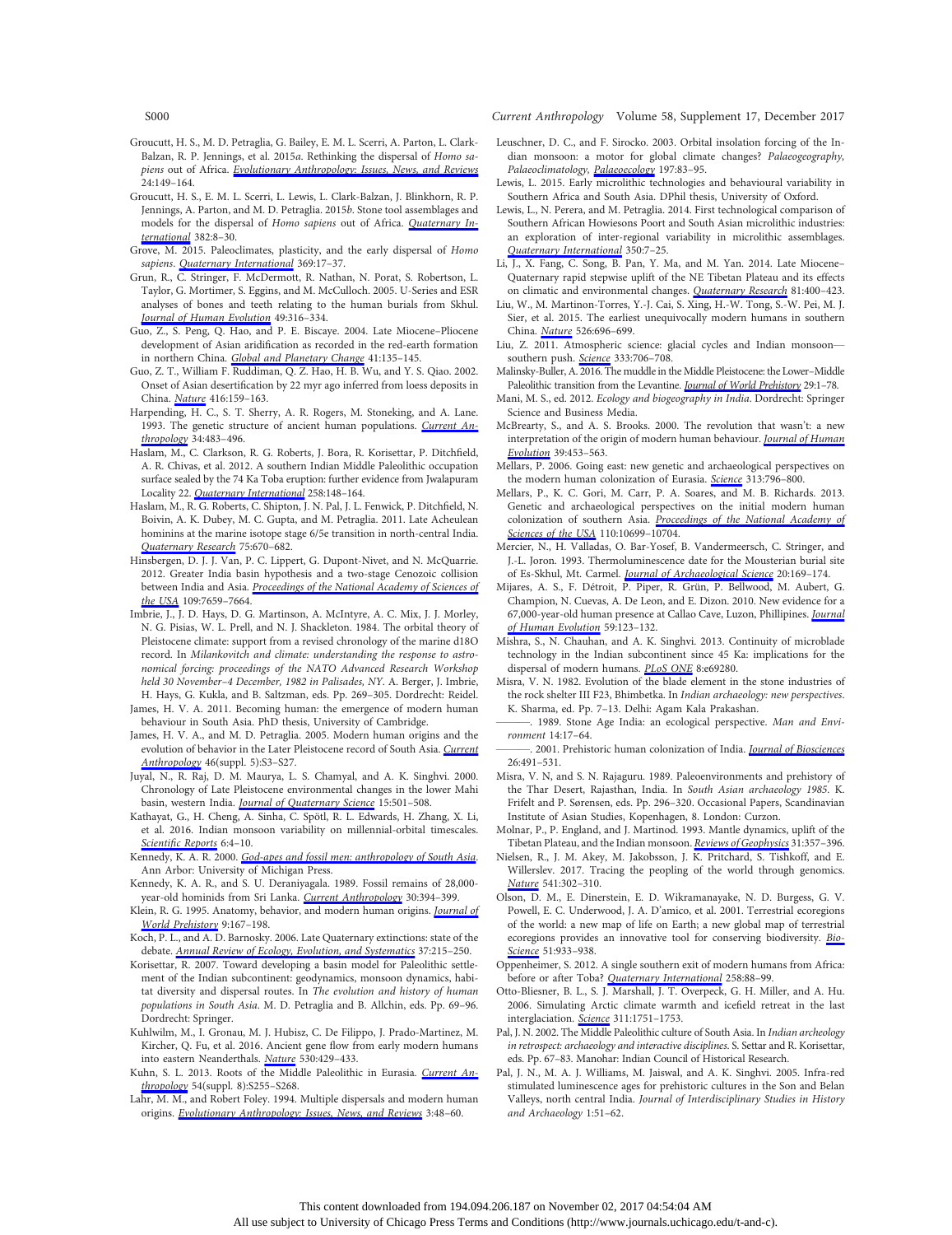Groucutt, H. S., M. D. Petraglia, G. Bailey, E. M. L. Scerri, A. Parton, L. Clark-Balzan, R. P. Jennings, et al. 2015*a*. Rethinking the dispersal of *Homo sapiens* out of Africa. *Evolutionary Anthropology: Issues, News, and Reviews* 24:149–164.

Groucutt, H. S., E. M. L. Scerri, L. Lewis, L. Clark-Balzan, J. Blinkhorn, R. P. Jennings, A. Parton, and M. D. Petraglia. 2015*b*. Stone tool assemblages and models for the dispersal of *Homo sapiens* out of Africa. *Quaternary International* 382:8–30.

Grove, M. 2015. Paleoclimates, plasticity, and the early dispersal of *Homo sapiens*. *Quaternary International* 369:17–37.

Grun, R., C. Stringer, F. McDermott, R. Nathan, N. Porat, S. Robertson, L. Taylor, G. Mortimer, S. Eggins, and M. McCulloch. 2005. U-Series and ESR analyses of bones and teeth relating to the human burials from Skhul. *Journal of Human Evolution* 49:316–334.

Guo, Z., S. Peng, Q. Hao, and P. E. Biscaye. 2004. Late Miocene–Pliocene development of Asian aridification as recorded in the red-earth formation in northern China. *Global and Planetary Change* 41:135–145.

Guo, Z. T., William F. Ruddiman, Q. Z. Hao, H. B. Wu, and Y. S. Qiao. 2002. Onset of Asian desertification by 22 myr ago inferred from loess deposits in China. *Nature* 416:159–163.

Harpending, H. C., S. T. Sherry, A. R. Rogers, M. Stoneking, and A. Lane. 1993. The genetic structure of ancient human populations. *Current Anthropology* 34:483–496.

Haslam, M., C. Clarkson, R. G. Roberts, J. Bora, R. Korisettar, P. Ditchfield, A. R. Chivas, et al. 2012. A southern Indian Middle Paleolithic occupation surface sealed by the 74 Ka Toba eruption: further evidence from Jwalapuram Locality 22. *Quaternary International* 258:148–164.

Haslam, M., R. G. Roberts, C. Shipton, J. N. Pal, J. L. Fenwick, P. Ditchfield, N. Boivin, A. K. Dubey, M. C. Gupta, and M. Petraglia. 2011. Late Acheulean hominins at the marine isotope stage 6/5e transition in north-central India. *Quaternary Research* 75:670–682.

Hinsbergen, D. J. J. Van, P. C. Lippert, G. Dupont-Nivet, and N. McQuarrie. 2012. Greater India basin hypothesis and a two-stage Cenozoic collision between India and Asia. *Proceedings of the National Academy of Sciences of the USA* 109:7659–7664.

Imbrie, J., J. D. Hays, D. G. Martinson, A. McIntyre, A. C. Mix, J. J. Morley, N. G. Pisias, W. L. Prell, and N. J. Shackleton. 1984. The orbital theory of Pleistocene climate: support from a revised chronology of the marine d18O record. In *Milankovitch and climate: understanding the response to astronomical forcing: proceedings of the NATO Advanced Research Workshop held 30 November–4 December, 1982 in Palisades, NY*. A. Berger, J. Imbrie, H. Hays, G. Kukla, and B. Saltzman, eds. Pp. 269–305. Dordrecht: Reidel.

James, H. V. A. 2011. Becoming human: the emergence of modern human behaviour in South Asia. PhD thesis, University of Cambridge.

James, H. V. A., and M. D. Petraglia. 2005. Modern human origins and the evolution of behavior in the Later Pleistocene record of South Asia. *Current Anthropology* 46(suppl. 5):S3–S27.

Juyal, N., R. Raj, D. M. Maurya, L. S. Chamyal, and A. K. Singhvi. 2000. Chronology of Late Pleistocene environmental changes in the lower Mahi basin, western India. *Journal of Quaternary Science* 15:501–508.

Kathayat, G., H. Cheng, A. Sinha, C. Spötl, R. L. Edwards, H. Zhang, X. Li, et al. 2016. Indian monsoon variability on millennial-orbital timescales. *Scientific Reports* 6:4–10.

Kennedy, K. A. R. 2000. *God-apes and fossil men: anthropology of South Asia*. Ann Arbor: University of Michigan Press.

Kennedy, K. A. R., and S. U. Deraniyagala. 1989. Fossil remains of 28,000-year-old hominids from Sri Lanka. *Current Anthropology* 30:394–399.

Klein, R. G. 1995. Anatomy, behavior, and modern human origins. *Journal of World Prehistory* 9:167–198.

Koch, P. L., and A. D. Barnosky. 2006. Late Quaternary extinctions: state of the debate. *Annual Review of Ecology, Evolution, and Systematics* 37:215–250.

Korisettar, R. 2007. Toward developing a basin model for Paleolithic settlement of the Indian subcontinent: geodynamics, monsoon dynamics, habitat diversity and dispersal routes. In *The evolution and history of human populations in South Asia*. M. D. Petraglia and B. Allchin, eds. Pp. 69–96. Dordrecht: Springer.

Kuhlwilm, M., I. Gronau, M. J. Hubisz, C. De Filippo, J. Prado-Martinez, M. Kircher, Q. Fu, et al. 2016. Ancient gene flow from early modern humans into eastern Neanderthals. *Nature* 530:429–433.

Kuhn, S. L. 2013. Roots of the Middle Paleolithic in Eurasia. *Current Anthropology* 54(suppl. 8):S255–S268.

Lahr, M. M., and Robert Foley. 1994. Multiple dispersals and modern human origins. *Evolutionary Anthropology: Issues, News, and Reviews* 3:48–60.

Leuschner, D. C., and F. Sirocko. 2003. Orbital insolation forcing of the Indian monsoon: a motor for global climate changes? *Palaeogeography, Palaeoclimatology, Palaeoecology* 197:83–95.

Lewis, L. 2015. Early microlithic technologies and behavioural variability in Southern Africa and South Asia. DPhil thesis, University of Oxford.

Lewis, L., N. Perera, and M. Petraglia. 2014. First technological comparison of Southern African Howiesons Poort and South Asian microlithic industries: an exploration of inter-regional variability in microlithic assemblages. *Quaternary International* 350:7–25.

Li, J., X. Fang, C. Song, B. Pan, Y. Ma, and M. Yan. 2014. Late Miocene–Quaternary rapid stepwise uplift of the NE Tibetan Plateau and its effects on climatic and environmental changes. *Quaternary Research* 81:400–423.

Liu, W., M. Martinon-Torres, Y.-J. Cai, S. Xing, H.-W. Tong, S.-W. Pei, M. J. Sier, et al. 2015. The earliest unequivocally modern humans in southern China. *Nature* 526:696–699.

Liu, Z. 2011. Atmospheric science: glacial cycles and Indian monsoon—southern push. *Science* 333:706–708.

Malinsky-Buller, A. 2016. The muddle in the Middle Pleistocene: the Lower–Middle Paleolithic transition from the Levantine. *Journal of World Prehistory* 29:1–78.

Mani, M. S., ed. 2012. *Ecology and biogeography in India*. Dordrecht: Springer Science and Business Media.

McBrearty, S., and A. S. Brooks. 2000. The revolution that wasn't: a new interpretation of the origin of modern human behaviour. *Journal of Human Evolution* 39:453–563.

Mellars, P. 2006. Going east: new genetic and archaeological perspectives on the modern human colonization of Eurasia. *Science* 313:796–800.

Mellars, P., K. C. Gori, M. Carr, P. A. Soares, and M. B. Richards. 2013. Genetic and archaeological perspectives on the initial modern human colonization of southern Asia. *Proceedings of the National Academy of Sciences of the USA* 110:10699–10704.

Mercier, N., H. Valladas, O. Bar-Yosef, B. Vandermeersch, C. Stringer, and J.-L. Joron. 1993. Thermoluminescence date for the Mousterian burial site of Es-Skhul, Mt. Carmel. *Journal of Archaeological Science* 20:169–174.

Mijares, A. S., F. Détroit, P. Piper, R. Grün, P. Bellwood, M. Aubert, G. Champion, N. Cuevas, A. De Leon, and E. Dizon. 2010. New evidence for a 67,000-year-old human presence at Callao Cave, Luzon, Phillipines. *Journal of Human Evolution* 59:123–132.

Mishra, S., N. Chauhan, and A. K. Singhvi. 2013. Continuity of microblade technology in the Indian subcontinent since 45 Ka: implications for the dispersal of modern humans. *PLoS ONE* 8:e69280.

Misra, V. N. 1982. Evolution of the blade element in the stone industries of the rock shelter III F23, Bhimbetka. In *Indian archaeology: new perspectives*. K. Sharma, ed. Pp. 7–13. Delhi: Agam Kala Prakashan.

———. 1989. Stone Age India: an ecological perspective. *Man and Environment* 14:17–64.

———. 2001. Prehistoric human colonization of India. *Journal of Biosciences* 26:491–531.

Misra, V. N, and S. N. Rajaguru. 1989. Paleoenvironments and prehistory of the Thar Desert, Rajasthan, India. In *South Asian archaeology 1985*. K. Frifelt and P. Sørensen, eds. Pp. 296–320. Occasional Papers, Scandinavian Institute of Asian Studies, Kopenhagen, 8. London: Curzon.

Molnar, P., P. England, and J. Martinod. 1993. Mantle dynamics, uplift of the Tibetan Plateau, and the Indian monsoon. *Reviews of Geophysics* 31:357–396.

Nielsen, R., J. M. Akey, M. Jakobsson, J. K. Pritchard, S. Tishkoff, and E. Willerslev. 2017. Tracing the peopling of the world through genomics. *Nature* 541:302–310.

Olson, D. M., E. Dinerstein, E. D. Wikramanayake, N. D. Burgess, G. V. Powell, E. C. Underwood, J. A. D'amico, et al. 2001. Terrestrial ecoregions of the world: a new map of life on Earth; a new global map of terrestrial ecoregions provides an innovative tool for conserving biodiversity. *BioScience* 51:933–938.

Oppenheimer, S. 2012. A single southern exit of modern humans from Africa: before or after Toba? *Quaternary International* 258:88–99.

Otto-Bliesner, B. L., S. J. Marshall, J. T. Overpeck, G. H. Miller, and A. Hu. 2006. Simulating Arctic climate warmth and icefield retreat in the last interglaciation. *Science* 311:1751–1753.

Pal, J. N. 2002. The Middle Paleolithic culture of South Asia. In *Indian archeology in retrospect: archaeology and interactive disciplines*. S. Settar and R. Korisettar, eds. Pp. 67–83. Manohar: Indian Council of Historical Research.

Pal, J. N., M. A. J. Williams, M. Jaiswal, and A. K. Singhvi. 2005. Infra-red stimulated luminescence ages for prehistoric cultures in the Son and Belan Valleys, north central India. *Journal of Interdisciplinary Studies in History and Archaeology* 1:51–62.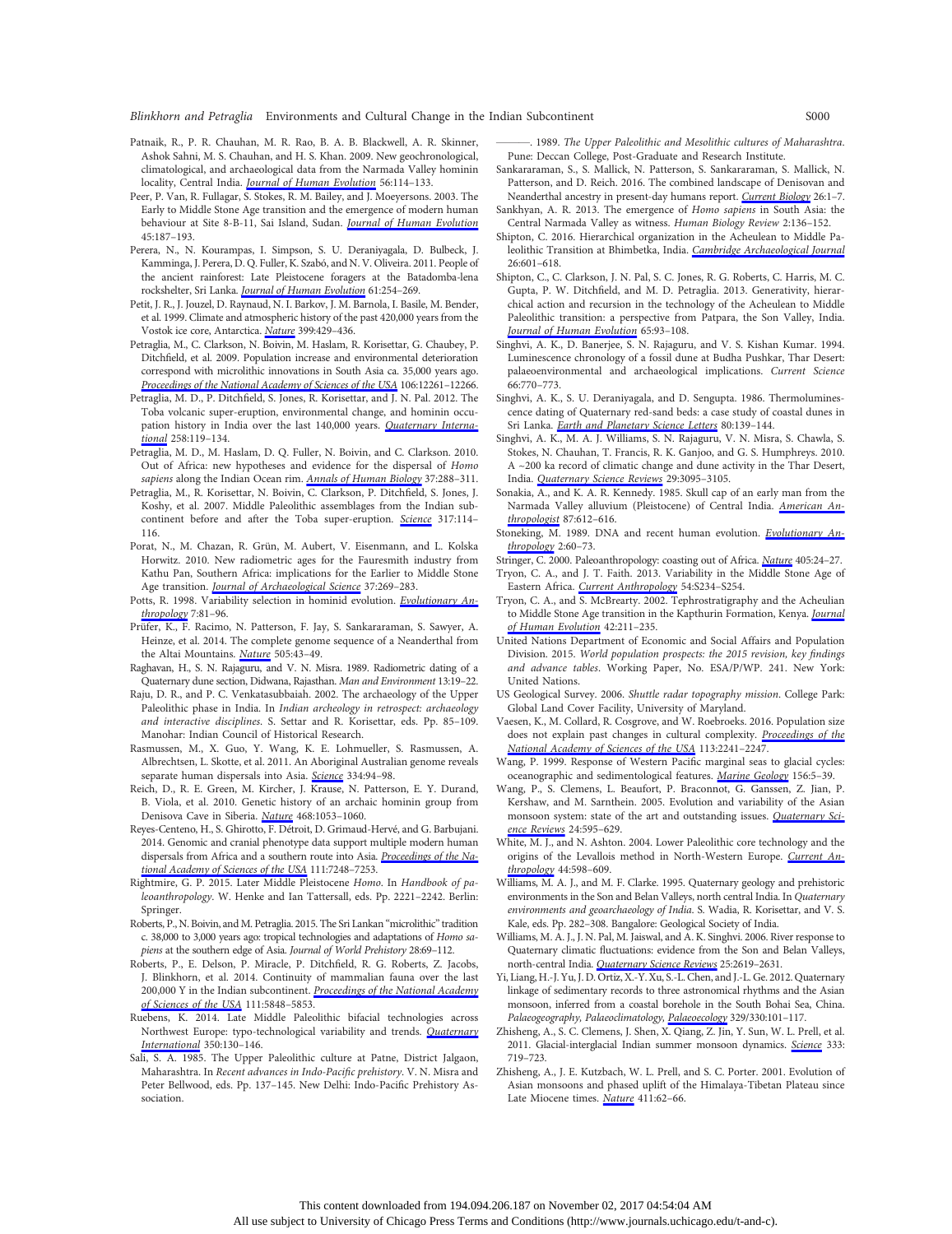Patnaik, R., P. R. Chauhan, M. R. Rao, B. A. B. Blackwell, A. R. Skinner, Ashok Sahni, M. S. Chauhan, and H. S. Khan. 2009. New geochronological, climatological, and archaeological data from the Narmada Valley hominin locality, Central India. *Journal of Human Evolution* 56:114–133.

Peer, P. Van, R. Fullagar, S. Stokes, R. M. Bailey, and J. Moeyersons. 2003. The Early to Middle Stone Age transition and the emergence of modern human behaviour at Site 8-B-11, Sai Island, Sudan. *Journal of Human Evolution* 45:187–193.

Perera, N., N. Kourampas, I. Simpson, S. U. Deraniyagala, D. Bulbeck, J. Kamminga, J. Perera, D. Q. Fuller, K. Szabó, and N. V. Oliveira. 2011. People of the ancient rainforest: Late Pleistocene foragers at the Batadomba-lena rockshelter, Sri Lanka. *Journal of Human Evolution* 61:254–269.

Petit, J. R., J. Jouzel, D. Raynaud, N. I. Barkov, J. M. Barnola, I. Basile, M. Bender, et al. 1999. Climate and atmospheric history of the past 420,000 years from the Vostok ice core, Antarctica. *Nature* 399:429–436.

Petraglia, M., C. Clarkson, N. Boivin, M. Haslam, R. Korisettar, G. Chaubey, P. Ditchfield, et al. 2009. Population increase and environmental deterioration correspond with microlithic innovations in South Asia ca. 35,000 years ago. *Proceedings of the National Academy of Sciences of the USA* 106:12261–12266.

Petraglia, M. D., P. Ditchfield, S. Jones, R. Korisettar, and J. N. Pal. 2012. The Toba volcanic super-eruption, environmental change, and hominin occupation history in India over the last 140,000 years. *Quaternary International* 258:119–134.

Petraglia, M. D., M. Haslam, D. Q. Fuller, N. Boivin, and C. Clarkson. 2010. Out of Africa: new hypotheses and evidence for the dispersal of *Homo sapiens* along the Indian Ocean rim. *Annals of Human Biology* 37:288–311.

Petraglia, M., R. Korisettar, N. Boivin, C. Clarkson, P. Ditchfield, S. Jones, J. Koshy, et al. 2007. Middle Paleolithic assemblages from the Indian subcontinent before and after the Toba super-eruption. *Science* 317:114–116.

Porat, N., M. Chazan, R. Grün, M. Aubert, V. Eisenmann, and L. Kolska Horwitz. 2010. New radiometric ages for the Fauresmith industry from Kathu Pan, Southern Africa: implications for the Earlier to Middle Stone Age transition. *Journal of Archaeological Science* 37:269–283.

Potts, R. 1998. Variability selection in hominid evolution. *Evolutionary Anthropology* 7:81–96.

Prüfer, K., F. Racimo, N. Patterson, F. Jay, S. Sankararaman, S. Sawyer, A. Heinze, et al. 2014. The complete genome sequence of a Neanderthal from the Altai Mountains. *Nature* 505:43–49.

Raghavan, H., S. N. Rajaguru, and V. N. Misra. 1989. Radiometric dating of a Quaternary dune section, Didwana, Rajasthan. *Man and Environment* 13:19–22.

Raju, D. R., and P. C. Venkatasubbaiah. 2002. The archaeology of the Upper Paleolithic phase in India. In *Indian archeology in retrospect: archaeology and interactive disciplines*. S. Settar and R. Korisettar, eds. Pp. 85–109. Manohar: Indian Council of Historical Research.

Rasmussen, M., X. Guo, Y. Wang, K. E. Lohmueller, S. Rasmussen, A. Albrechtsen, L. Skotte, et al. 2011. An Aboriginal Australian genome reveals separate human dispersals into Asia. *Science* 334:94–98.

Reich, D., R. E. Green, M. Kircher, J. Krause, N. Patterson, E. Y. Durand, B. Viola, et al. 2010. Genetic history of an archaic hominin group from Denisova Cave in Siberia. *Nature* 468:1053–1060.

Reyes-Centeno, H., S. Ghirotto, F. Détroit, D. Grimaud-Hervé, and G. Barbujani. 2014. Genomic and cranial phenotype data support multiple modern human dispersals from Africa and a southern route into Asia. *Proceedings of the National Academy of Sciences of the USA* 111:7248–7253.

Rightmire, G. P. 2015. Later Middle Pleistocene *Homo*. In *Handbook of paleoanthropology*. W. Henke and Ian Tattersall, eds. Pp. 2221–2242. Berlin: Springer.

Roberts, P., N. Boivin, and M. Petraglia. 2015. The Sri Lankan "microlithic" tradition c. 38,000 to 3,000 years ago: tropical technologies and adaptations of *Homo sapiens* at the southern edge of Asia. *Journal of World Prehistory* 28:69–112.

Roberts, P., E. Delson, P. Miracle, P. Ditchfield, R. G. Roberts, Z. Jacobs, J. Blinkhorn, et al. 2014. Continuity of mammalian fauna over the last 200,000 Y in the Indian subcontinent. *Proceedings of the National Academy of Sciences of the USA* 111:5848–5853.

Ruebens, K. 2014. Late Middle Paleolithic bifacial technologies across Northwest Europe: typo-technological variability and trends. *Quaternary International* 350:130–146.

Sali, S. A. 1985. The Upper Paleolithic culture at Patne, District Jalgaon, Maharashtra. In *Recent advances in Indo-Pacific prehistory*. V. N. Misra and Peter Bellwood, eds. Pp. 137–145. New Delhi: Indo-Pacific Prehistory Association.

———. 1989. *The Upper Paleolithic and Mesolithic cultures of Maharashtra*. Pune: Deccan College, Post-Graduate and Research Institute.

Sankararaman, S., S. Mallick, N. Patterson, S. Sankararaman, S. Mallick, N. Patterson, and D. Reich. 2016. The combined landscape of Denisovan and Neanderthal ancestry in present-day humans report. *Current Biology* 26:1–7.

Sankhyan, A. R. 2013. The emergence of *Homo sapiens* in South Asia: the Central Narmada Valley as witness. *Human Biology Review* 2:136–152.

Shipton, C. 2016. Hierarchical organization in the Acheulean to Middle Paleolithic Transition at Bhimbetka, India. *Cambridge Archaeological Journal* 26:601–618.

Shipton, C., C. Clarkson, J. N. Pal, S. C. Jones, R. G. Roberts, C. Harris, M. C. Gupta, P. W. Ditchfield, and M. D. Petraglia. 2013. Generativity, hierarchical action and recursion in the technology of the Acheulean to Middle Paleolithic transition: a perspective from Patpara, the Son Valley, India. *Journal of Human Evolution* 65:93–108.

Singhvi, A. K., D. Banerjee, S. N. Rajaguru, and V. S. Kishan Kumar. 1994. Luminescence chronology of a fossil dune at Budha Pushkar, Thar Desert: palaeoenvironmental and archaeological implications. *Current Science* 66:770–773.

Singhvi, A. K., S. U. Deraniyagala, and D. Sengupta. 1986. Thermoluminescence dating of Quaternary red-sand beds: a case study of coastal dunes in Sri Lanka. *Earth and Planetary Science Letters* 80:139–144.

Singhvi, A. K., M. A. J. Williams, S. N. Rajaguru, V. N. Misra, S. Chawla, S. Stokes, N. Chauhan, T. Francis, R. K. Ganjoo, and G. S. Humphreys. 2010. A ~200 ka record of climatic change and dune activity in the Thar Desert, India. *Quaternary Science Reviews* 29:3095–3105.

Sonakia, A., and K. A. R. Kennedy. 1985. Skull cap of an early man from the Narmada Valley alluvium (Pleistocene) of Central India. *American Anthropologist* 87:612–616.

Stoneking, M. 1989. DNA and recent human evolution. *Evolutionary Anthropology* 2:60–73.

Stringer, C. 2000. Paleoanthropology: coasting out of Africa. *Nature* 405:24–27.

Tryon, C. A., and J. T. Faith. 2013. Variability in the Middle Stone Age of Eastern Africa. *Current Anthropology* 54:S234–S254.

Tryon, C. A., and S. McBrearty. 2002. Tephrostratigraphy and the Acheulian to Middle Stone Age transition in the Kapthurin Formation, Kenya. *Journal of Human Evolution* 42:211–235.

United Nations Department of Economic and Social Affairs and Population Division. 2015. *World population prospects: the 2015 revision, key findings and advance tables*. Working Paper, No. ESA/P/WP. 241. New York: United Nations.

US Geological Survey. 2006. *Shuttle radar topography mission*. College Park: Global Land Cover Facility, University of Maryland.

Vaesen, K., M. Collard, R. Cosgrove, and W. Roebroeks. 2016. Population size does not explain past changes in cultural complexity. *Proceedings of the National Academy of Sciences of the USA* 113:2241–2247.

Wang, P. 1999. Response of Western Pacific marginal seas to glacial cycles: oceanographic and sedimentological features. *Marine Geology* 156:5–39.

Wang, P., S. Clemens, L. Beaufort, P. Braconnot, G. Ganssen, Z. Jian, P. Kershaw, and M. Sarnthein. 2005. Evolution and variability of the Asian monsoon system: state of the art and outstanding issues. *Quaternary Science Reviews* 24:595–629.

White, M. J., and N. Ashton. 2004. Lower Paleolithic core technology and the origins of the Levallois method in North-Western Europe. *Current Anthropology* 44:598–609.

Williams, M. A. J., and M. F. Clarke. 1995. Quaternary geology and prehistoric environments in the Son and Belan Valleys, north central India. In *Quaternary environments and geoarchaeology of India*. S. Wadia, R. Korisettar, and V. S. Kale, eds. Pp. 282–308. Bangalore: Geological Society of India.

Williams, M. A. J., J. N. Pal, M. Jaiswal, and A. K. Singhvi. 2006. River response to Quaternary climatic fluctuations: evidence from the Son and Belan Valleys, north-central India. *Quaternary Science Reviews* 25:2619–2631.

Yi, Liang, H.-J. Yu, J. D. Ortiz, X.-Y. Xu, S.-L. Chen, and J.-L. Ge. 2012. Quaternary linkage of sedimentary records to three astronomical rhythms and the Asian monsoon, inferred from a coastal borehole in the South Bohai Sea, China. *Palaeogeography, Palaeoclimatology, Palaeoecology* 329/330:101–117.

Zhisheng, A., S. C. Clemens, J. Shen, X. Qiang, Z. Jin, Y. Sun, W. L. Prell, et al. 2011. Glacial-interglacial Indian summer monsoon dynamics. *Science* 333: 719–723.

Zhisheng, A., J. E. Kutzbach, W. L. Prell, and S. C. Porter. 2001. Evolution of Asian monsoons and phased uplift of the Himalaya-Tibetan Plateau since Late Miocene times. *Nature* 411:62–66.